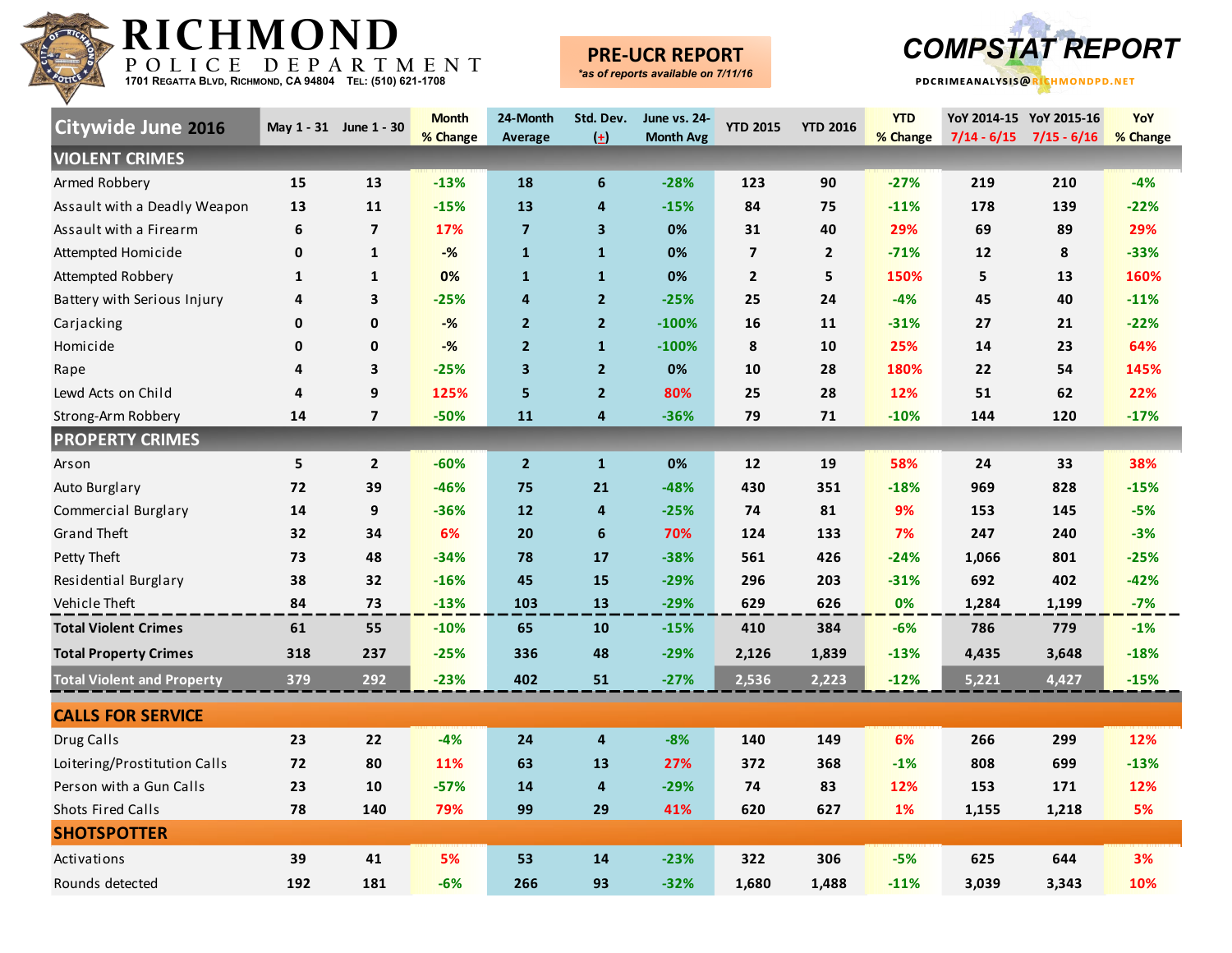# RICHMOND POLICE DEPARTMENT

1701 Regatta Blvd, Richmond, CA 94804 Tel: (510) 621-1708

**PRE-UCR REPORT**
*as of reports available on 7/11/16*

**COMPSTAT REPORT**
PDCRIMEANALYSIS@RICHMONDPD.NET

| Citywide June 2016 | May 1 - 31 | June 1 - 30 | Month % Change | 24-Month Average | Std. Dev. (±) | June vs. 24-Month Avg | YTD 2015 | YTD 2016 | YTD % Change | YoY 2014-15 7/14 - 6/15 | YoY 2015-16 7/15 - 6/16 | YoY % Change |
|---|---|---|---|---|---|---|---|---|---|---|---|---|
| **VIOLENT CRIMES** | | | | | | | | | | | | |
| Armed Robbery | 15 | 13 | -13% | 18 | 6 | -28% | 123 | 90 | -27% | 219 | 210 | -4% |
| Assault with a Deadly Weapon | 13 | 11 | -15% | 13 | 4 | -15% | 84 | 75 | -11% | 178 | 139 | -22% |
| Assault with a Firearm | 6 | 7 | 17% | 7 | 3 | 0% | 31 | 40 | 29% | 69 | 89 | 29% |
| Attempted Homicide | 0 | 1 | -% | 1 | 1 | 0% | 7 | 2 | -71% | 12 | 8 | -33% |
| Attempted Robbery | 1 | 1 | 0% | 1 | 1 | 0% | 2 | 5 | 150% | 5 | 13 | 160% |
| Battery with Serious Injury | 4 | 3 | -25% | 4 | 2 | -25% | 25 | 24 | -4% | 45 | 40 | -11% |
| Carjacking | 0 | 0 | -% | 2 | 2 | -100% | 16 | 11 | -31% | 27 | 21 | -22% |
| Homicide | 0 | 0 | -% | 2 | 1 | -100% | 8 | 10 | 25% | 14 | 23 | 64% |
| Rape | 4 | 3 | -25% | 3 | 2 | 0% | 10 | 28 | 180% | 22 | 54 | 145% |
| Lewd Acts on Child | 4 | 9 | 125% | 5 | 2 | 80% | 25 | 28 | 12% | 51 | 62 | 22% |
| Strong-Arm Robbery | 14 | 7 | -50% | 11 | 4 | -36% | 79 | 71 | -10% | 144 | 120 | -17% |
| **PROPERTY CRIMES** | | | | | | | | | | | | |
| Arson | 5 | 2 | -60% | 2 | 1 | 0% | 12 | 19 | 58% | 24 | 33 | 38% |
| Auto Burglary | 72 | 39 | -46% | 75 | 21 | -48% | 430 | 351 | -18% | 969 | 828 | -15% |
| Commercial Burglary | 14 | 9 | -36% | 12 | 4 | -25% | 74 | 81 | 9% | 153 | 145 | -5% |
| Grand Theft | 32 | 34 | 6% | 20 | 6 | 70% | 124 | 133 | 7% | 247 | 240 | -3% |
| Petty Theft | 73 | 48 | -34% | 78 | 17 | -38% | 561 | 426 | -24% | 1,066 | 801 | -25% |
| Residential Burglary | 38 | 32 | -16% | 45 | 15 | -29% | 296 | 203 | -31% | 692 | 402 | -42% |
| Vehicle Theft | 84 | 73 | -13% | 103 | 13 | -29% | 629 | 626 | 0% | 1,284 | 1,199 | -7% |
| **Total Violent Crimes** | 61 | 55 | -10% | 65 | 10 | -15% | 410 | 384 | -6% | 786 | 779 | -1% |
| **Total Property Crimes** | 318 | 237 | -25% | 336 | 48 | -29% | 2,126 | 1,839 | -13% | 4,435 | 3,648 | -18% |
| **Total Violent and Property** | 379 | 292 | -23% | 402 | 51 | -27% | 2,536 | 2,223 | -12% | 5,221 | 4,427 | -15% |
| **CALLS FOR SERVICE** | | | | | | | | | | | | |
| Drug Calls | 23 | 22 | -4% | 24 | 4 | -8% | 140 | 149 | 6% | 266 | 299 | 12% |
| Loitering/Prostitution Calls | 72 | 80 | 11% | 63 | 13 | 27% | 372 | 368 | -1% | 808 | 699 | -13% |
| Person with a Gun Calls | 23 | 10 | -57% | 14 | 4 | -29% | 74 | 83 | 12% | 153 | 171 | 12% |
| Shots Fired Calls | 78 | 140 | 79% | 99 | 29 | 41% | 620 | 627 | 1% | 1,155 | 1,218 | 5% |
| **SHOTSPOTTER** | | | | | | | | | | | | |
| Activations | 39 | 41 | 5% | 53 | 14 | -23% | 322 | 306 | -5% | 625 | 644 | 3% |
| Rounds detected | 192 | 181 | -6% | 266 | 93 | -32% | 1,680 | 1,488 | -11% | 3,039 | 3,343 | 10% |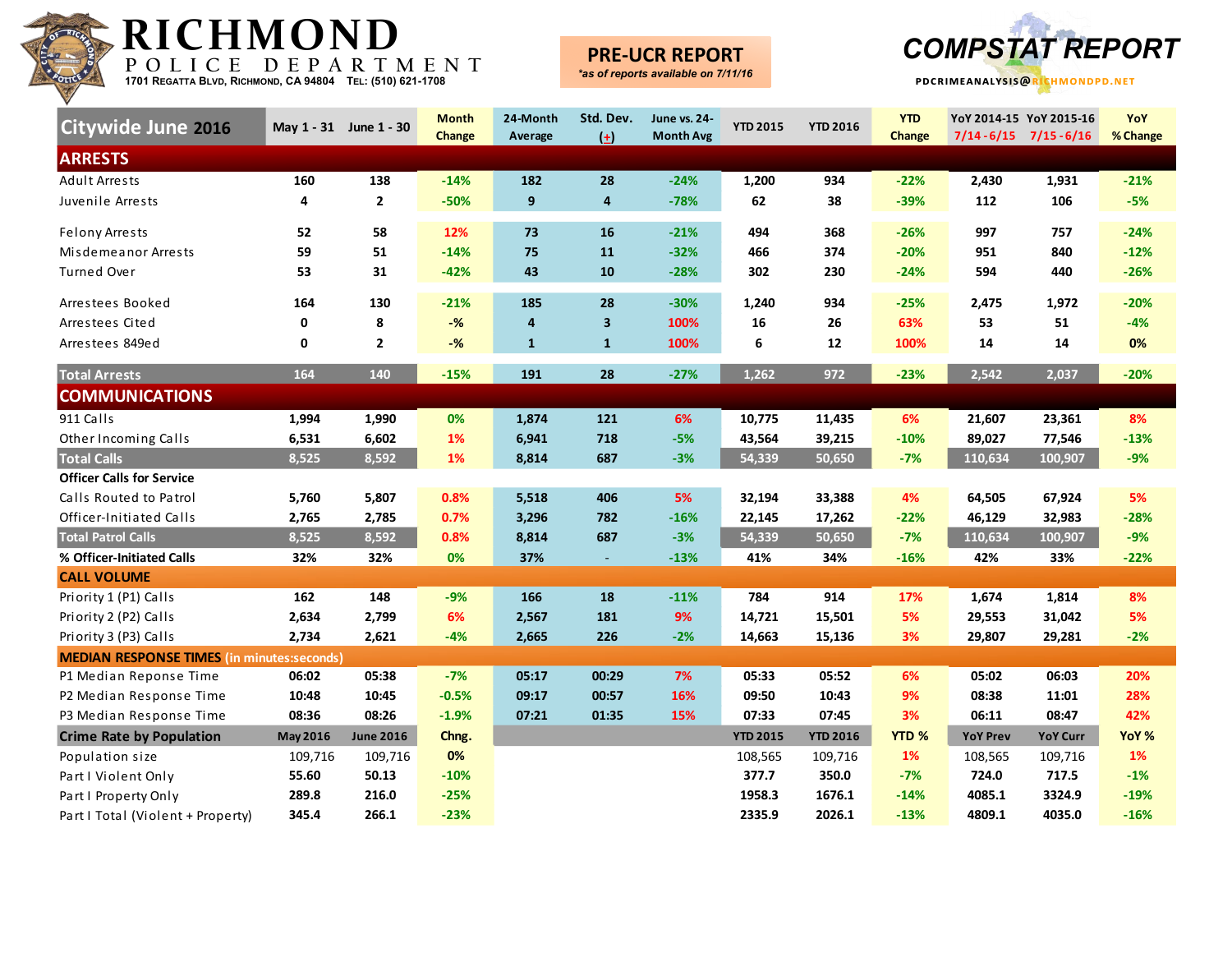# RICHMOND POLICE DEPARTMENT

1701 Regatta Blvd, Richmond, CA 94804 Tel: (510) 621-1708

**PRE-UCR REPORT**
*\*as of reports available on 7/11/16*

# COMPSTAT REPORT

PDCRIMEANALYSIS@RICHMONDPD.NET

| Citywide June 2016 | May 1 - 31 | June 1 - 30 | Month Change | 24-Month Average | Std. Dev. (±) | June vs. 24-Month Avg | YTD 2015 | YTD 2016 | YTD Change | YoY 2014-15 7/14 - 6/15 | YoY 2015-16 7/15 - 6/16 | YoY % Change |
|---|---|---|---|---|---|---|---|---|---|---|---|---|
| **ARRESTS** | | | | | | | | | | | | |
| Adult Arrests | 160 | 138 | -14% | 182 | 28 | -24% | 1,200 | 934 | -22% | 2,430 | 1,931 | -21% |
| Juvenile Arrests | 4 | 2 | -50% | 9 | 4 | -78% | 62 | 38 | -39% | 112 | 106 | -5% |
| Felony Arrests | 52 | 58 | 12% | 73 | 16 | -21% | 494 | 368 | -26% | 997 | 757 | -24% |
| Misdemeanor Arrests | 59 | 51 | -14% | 75 | 11 | -32% | 466 | 374 | -20% | 951 | 840 | -12% |
| Turned Over | 53 | 31 | -42% | 43 | 10 | -28% | 302 | 230 | -24% | 594 | 440 | -26% |
| Arrestees Booked | 164 | 130 | -21% | 185 | 28 | -30% | 1,240 | 934 | -25% | 2,475 | 1,972 | -20% |
| Arrestees Cited | 0 | 8 | -% | 4 | 3 | 100% | 16 | 26 | 63% | 53 | 51 | -4% |
| Arrestees 849ed | 0 | 2 | -% | 1 | 1 | 100% | 6 | 12 | 100% | 14 | 14 | 0% |
| **Total Arrests** | 164 | 140 | -15% | 191 | 28 | -27% | 1,262 | 972 | -23% | 2,542 | 2,037 | -20% |
| **COMMUNICATIONS** | | | | | | | | | | | | |
| 911 Calls | 1,994 | 1,990 | 0% | 1,874 | 121 | 6% | 10,775 | 11,435 | 6% | 21,607 | 23,361 | 8% |
| Other Incoming Calls | 6,531 | 6,602 | 1% | 6,941 | 718 | -5% | 43,564 | 39,215 | -10% | 89,027 | 77,546 | -13% |
| **Total Calls** | 8,525 | 8,592 | 1% | 8,814 | 687 | -3% | 54,339 | 50,650 | -7% | 110,634 | 100,907 | -9% |
| **Officer Calls for Service** | | | | | | | | | | | | |
| Calls Routed to Patrol | 5,760 | 5,807 | 0.8% | 5,518 | 406 | 5% | 32,194 | 33,388 | 4% | 64,505 | 67,924 | 5% |
| Officer-Initiated Calls | 2,765 | 2,785 | 0.7% | 3,296 | 782 | -16% | 22,145 | 17,262 | -22% | 46,129 | 32,983 | -28% |
| **Total Patrol Calls** | 8,525 | 8,592 | 0.8% | 8,814 | 687 | -3% | 54,339 | 50,650 | -7% | 110,634 | 100,907 | -9% |
| **% Officer-Initiated Calls** | 32% | 32% | 0% | 37% | - | -13% | 41% | 34% | -16% | 42% | 33% | -22% |
| **CALL VOLUME** | | | | | | | | | | | | |
| Priority 1 (P1) Calls | 162 | 148 | -9% | 166 | 18 | -11% | 784 | 914 | 17% | 1,674 | 1,814 | 8% |
| Priority 2 (P2) Calls | 2,634 | 2,799 | 6% | 2,567 | 181 | 9% | 14,721 | 15,501 | 5% | 29,553 | 31,042 | 5% |
| Priority 3 (P3) Calls | 2,734 | 2,621 | -4% | 2,665 | 226 | -2% | 14,663 | 15,136 | 3% | 29,807 | 29,281 | -2% |
| **MEDIAN RESPONSE TIMES** (in minutes:seconds) | | | | | | | | | | | | |
| P1 Median Reponse Time | 06:02 | 05:38 | -7% | 05:17 | 00:29 | 7% | 05:33 | 05:52 | 6% | 05:02 | 06:03 | 20% |
| P2 Median Response Time | 10:48 | 10:45 | -0.5% | 09:17 | 00:57 | 16% | 09:50 | 10:43 | 9% | 08:38 | 11:01 | 28% |
| P3 Median Response Time | 08:36 | 08:26 | -1.9% | 07:21 | 01:35 | 15% | 07:33 | 07:45 | 3% | 06:11 | 08:47 | 42% |
| **Crime Rate by Population** | **May 2016** | **June 2016** | **Chng.** | | | | **YTD 2015** | **YTD 2016** | **YTD %** | **YoY Prev** | **YoY Curr** | **YoY %** |
| Population size | 109,716 | 109,716 | 0% | | | | 108,565 | 109,716 | 1% | 108,565 | 109,716 | 1% |
| Part I Violent Only | 55.60 | 50.13 | -10% | | | | 377.7 | 350.0 | -7% | 724.0 | 717.5 | -1% |
| Part I Property Only | 289.8 | 216.0 | -25% | | | | 1958.3 | 1676.1 | -14% | 4085.1 | 3324.9 | -19% |
| Part I Total (Violent + Property) | 345.4 | 266.1 | -23% | | | | 2335.9 | 2026.1 | -13% | 4809.1 | 4035.0 | -16% |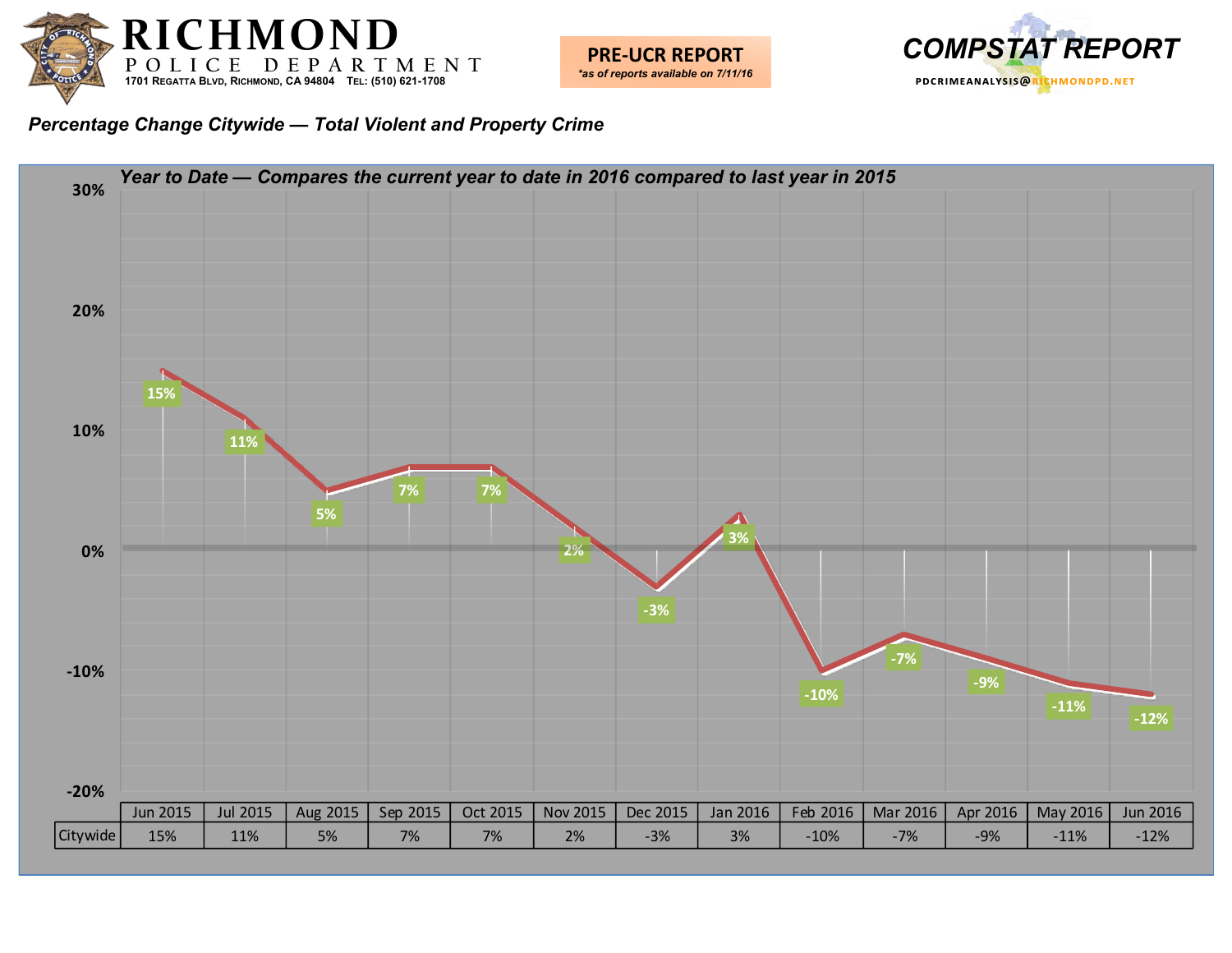# RICHMOND POLICE DEPARTMENT

1701 Regatta Blvd, Richmond, CA 94804 Tel: (510) 621-1708

**PRE-UCR REPORT**
*\*as of reports available on 7/11/16*

**COMPSTAT REPORT**

PDCRIMEANALYSIS@RICHMONDPD.NET

## *Percentage Change Citywide — Total Violent and Property Crime*

***Year to Date — Compares the current year to date in 2016 compared to last year in 2015***

| | Jun 2015 | Jul 2015 | Aug 2015 | Sep 2015 | Oct 2015 | Nov 2015 | Dec 2015 | Jan 2016 | Feb 2016 | Mar 2016 | Apr 2016 | May 2016 | Jun 2016 |
|---|---|---|---|---|---|---|---|---|---|---|---|---|---|
| Citywide | 15% | 11% | 5% | 7% | 7% | 2% | -3% | 3% | -10% | -7% | -9% | -11% | -12% |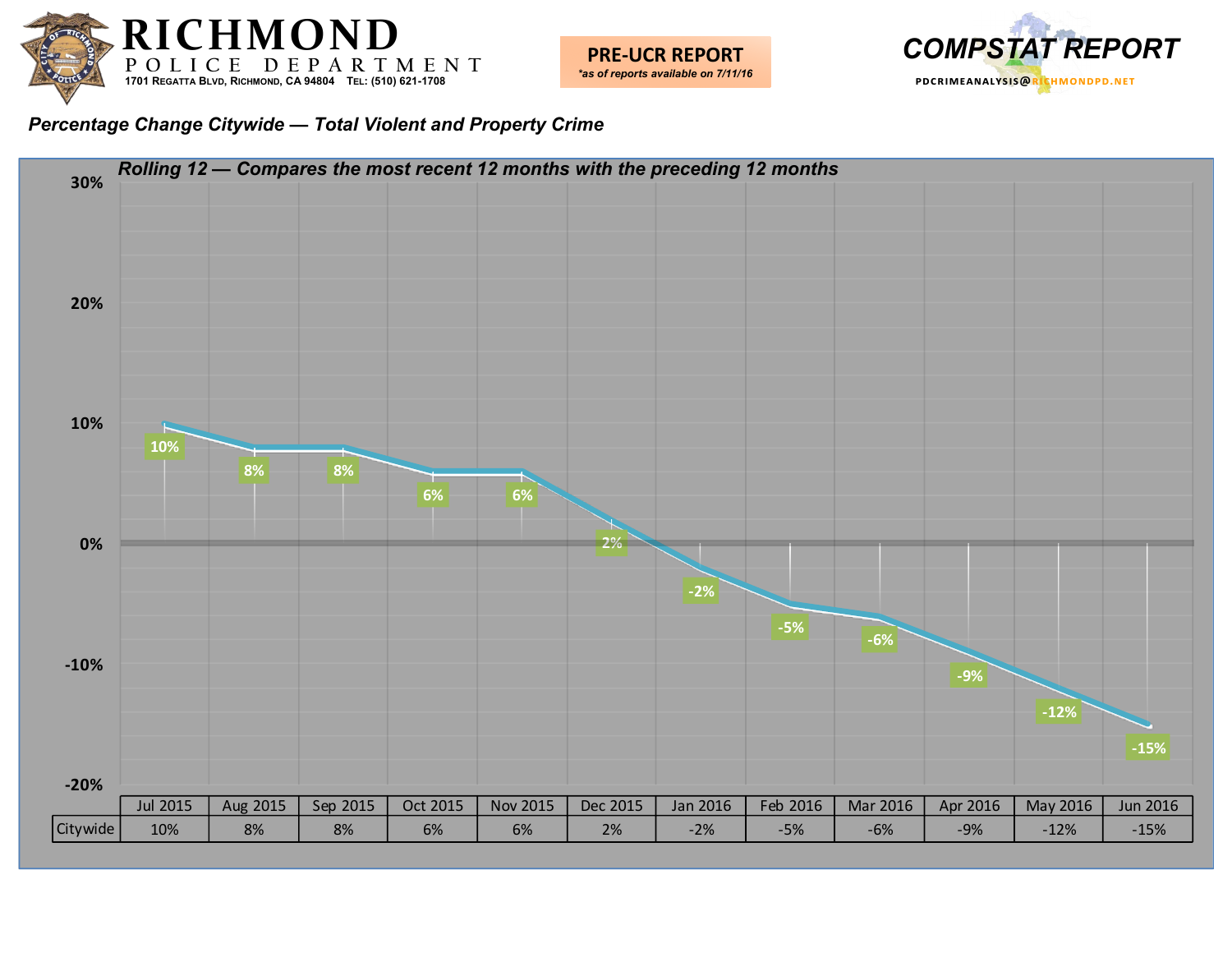# RICHMOND POLICE DEPARTMENT

1701 Regatta Blvd, Richmond, CA 94804 Tel: (510) 621-1708

**PRE-UCR REPORT**
*\*as of reports available on 7/11/16*

**COMPSTAT REPORT**
PDCRIMEANALYSIS@RICHMONDPD.NET

## *Percentage Change Citywide — Total Violent and Property Crime*

### *Rolling 12 — Compares the most recent 12 months with the preceding 12 months*

| | Jul 2015 | Aug 2015 | Sep 2015 | Oct 2015 | Nov 2015 | Dec 2015 | Jan 2016 | Feb 2016 | Mar 2016 | Apr 2016 | May 2016 | Jun 2016 |
|---|---|---|---|---|---|---|---|---|---|---|---|---|
| Citywide | 10% | 8% | 8% | 6% | 6% | 2% | -2% | -5% | -6% | -9% | -12% | -15% |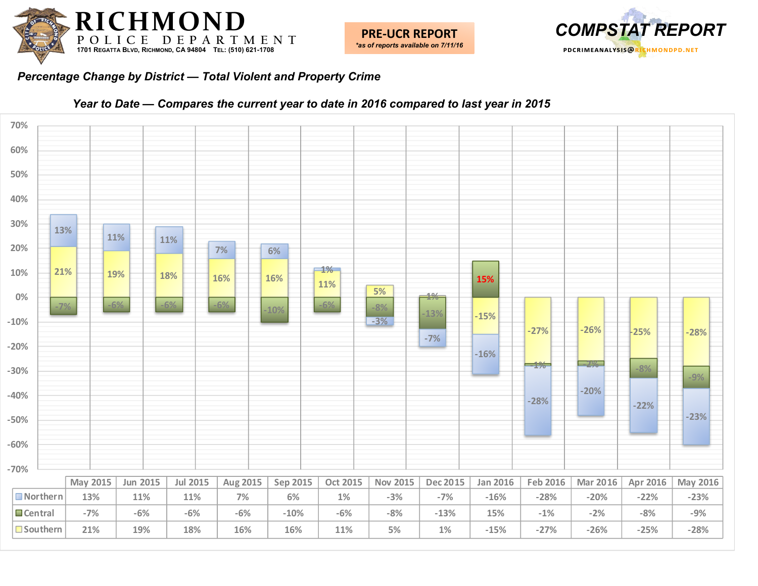# RICHMOND
## POLICE DEPARTMENT
1701 Regatta Blvd, Richmond, CA 94804 Tel: (510) 621-1708

**PRE-UCR REPORT**
*as of reports available on 7/11/16*

**COMPSTAT REPORT**
PDCRIMEANALYSIS@RICHMONDPD.NET

***Percentage Change by District — Total Violent and Property Crime***

***Year to Date — Compares the current year to date in 2016 compared to last year in 2015***

| | May 2015 | Jun 2015 | Jul 2015 | Aug 2015 | Sep 2015 | Oct 2015 | Nov 2015 | Dec 2015 | Jan 2016 | Feb 2016 | Mar 2016 | Apr 2016 | May 2016 |
|---|---|---|---|---|---|---|---|---|---|---|---|---|---|
| Northern | 13% | 11% | 11% | 7% | 6% | 1% | -3% | -7% | -16% | -28% | -20% | -22% | -23% |
| Central | -7% | -6% | -6% | -6% | -10% | -6% | -8% | -13% | 15% | -1% | -2% | -8% | -9% |
| Southern | 21% | 19% | 18% | 16% | 16% | 11% | 5% | 1% | -15% | -27% | -26% | -25% | -28% |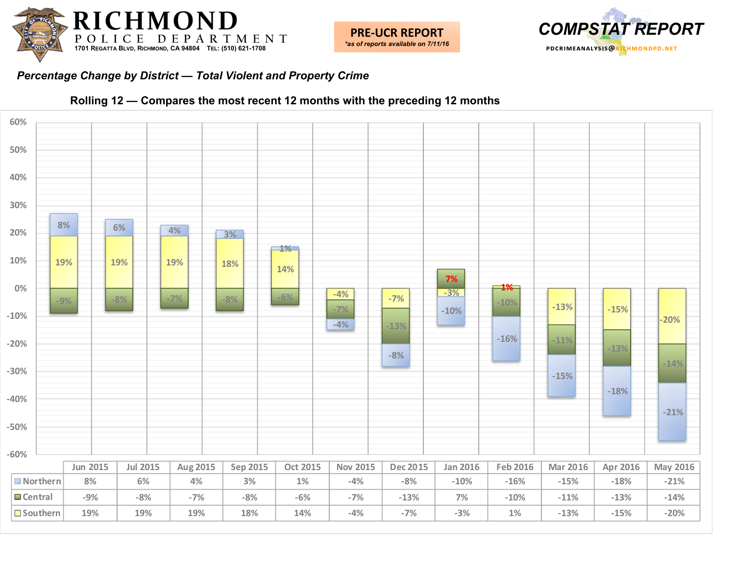# RICHMOND POLICE DEPARTMENT

1701 Regatta Blvd, Richmond, CA 94804 Tel: (510) 621-1708

**PRE-UCR REPORT**
*\*as of reports available on 7/11/16*

**COMPSTAT REPORT**
PDCRIMEANALYSIS@RICHMONDPD.NET

## *Percentage Change by District — Total Violent and Property Crime*

### Rolling 12 — Compares the most recent 12 months with the preceding 12 months

| | Jun 2015 | Jul 2015 | Aug 2015 | Sep 2015 | Oct 2015 | Nov 2015 | Dec 2015 | Jan 2016 | Feb 2016 | Mar 2016 | Apr 2016 | May 2016 |
|---|---|---|---|---|---|---|---|---|---|---|---|---|
| Northern | 8% | 6% | 4% | 3% | 1% | -4% | -8% | -10% | -16% | -15% | -18% | -21% |
| Central | -9% | -8% | -7% | -8% | -6% | -7% | -13% | 7% | -10% | -11% | -13% | -14% |
| Southern | 19% | 19% | 19% | 18% | 14% | -4% | -7% | -3% | 1% | -13% | -15% | -20% |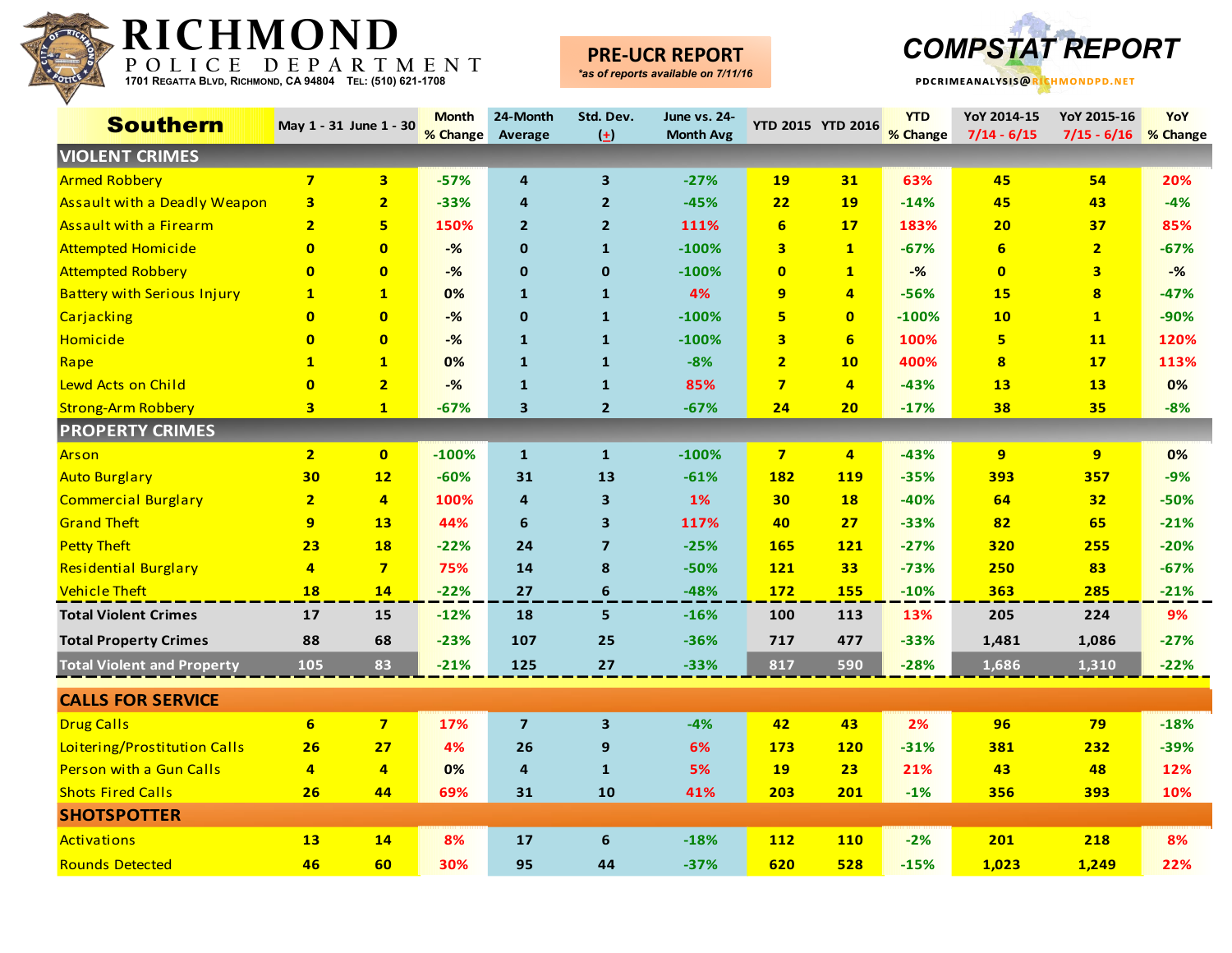# RICHMOND POLICE DEPARTMENT

1701 Regatta Blvd, Richmond, CA 94804 Tel: (510) 621-1708

**PRE-UCR REPORT**
*\*as of reports available on 7/11/16*

## COMPSTAT REPORT

PDCRIMEANALYSIS@RICHMONDPD.NET

| Southern | May 1 - 31 | June 1 - 30 | Month % Change | 24-Month Average | Std. Dev. (±) | June vs. 24-Month Avg | YTD 2015 | YTD 2016 | YTD % Change | YoY 2014-15 7/14 - 6/15 | YoY 2015-16 7/15 - 6/16 | YoY % Change |
|---|---|---|---|---|---|---|---|---|---|---|---|---|
| **VIOLENT CRIMES** | | | | | | | | | | | | |
| Armed Robbery | 7 | 3 | -57% | 4 | 3 | -27% | 19 | 31 | 63% | 45 | 54 | 20% |
| Assault with a Deadly Weapon | 3 | 2 | -33% | 4 | 2 | -45% | 22 | 19 | -14% | 45 | 43 | -4% |
| Assault with a Firearm | 2 | 5 | 150% | 2 | 2 | 111% | 6 | 17 | 183% | 20 | 37 | 85% |
| Attempted Homicide | 0 | 0 | -% | 0 | 1 | -100% | 3 | 1 | -67% | 6 | 2 | -67% |
| Attempted Robbery | 0 | 0 | -% | 0 | 0 | -100% | 0 | 1 | -% | 0 | 3 | -% |
| Battery with Serious Injury | 1 | 1 | 0% | 1 | 1 | 4% | 9 | 4 | -56% | 15 | 8 | -47% |
| Carjacking | 0 | 0 | -% | 0 | 1 | -100% | 5 | 0 | -100% | 10 | 1 | -90% |
| Homicide | 0 | 0 | -% | 1 | 1 | -100% | 3 | 6 | 100% | 5 | 11 | 120% |
| Rape | 1 | 1 | 0% | 1 | 1 | -8% | 2 | 10 | 400% | 8 | 17 | 113% |
| Lewd Acts on Child | 0 | 2 | -% | 1 | 1 | 85% | 7 | 4 | -43% | 13 | 13 | 0% |
| Strong-Arm Robbery | 3 | 1 | -67% | 3 | 2 | -67% | 24 | 20 | -17% | 38 | 35 | -8% |
| **PROPERTY CRIMES** | | | | | | | | | | | | |
| Arson | 2 | 0 | -100% | 1 | 1 | -100% | 7 | 4 | -43% | 9 | 9 | 0% |
| Auto Burglary | 30 | 12 | -60% | 31 | 13 | -61% | 182 | 119 | -35% | 393 | 357 | -9% |
| Commercial Burglary | 2 | 4 | 100% | 4 | 3 | 1% | 30 | 18 | -40% | 64 | 32 | -50% |
| Grand Theft | 9 | 13 | 44% | 6 | 3 | 117% | 40 | 27 | -33% | 82 | 65 | -21% |
| Petty Theft | 23 | 18 | -22% | 24 | 7 | -25% | 165 | 121 | -27% | 320 | 255 | -20% |
| Residential Burglary | 4 | 7 | 75% | 14 | 8 | -50% | 121 | 33 | -73% | 250 | 83 | -67% |
| Vehicle Theft | 18 | 14 | -22% | 27 | 6 | -48% | 172 | 155 | -10% | 363 | 285 | -21% |
| **Total Violent Crimes** | 17 | 15 | -12% | 18 | 5 | -16% | 100 | 113 | 13% | 205 | 224 | 9% |
| **Total Property Crimes** | 88 | 68 | -23% | 107 | 25 | -36% | 717 | 477 | -33% | 1,481 | 1,086 | -27% |
| **Total Violent and Property** | 105 | 83 | -21% | 125 | 27 | -33% | 817 | 590 | -28% | 1,686 | 1,310 | -22% |
| **CALLS FOR SERVICE** | | | | | | | | | | | | |
| Drug Calls | 6 | 7 | 17% | 7 | 3 | -4% | 42 | 43 | 2% | 96 | 79 | -18% |
| Loitering/Prostitution Calls | 26 | 27 | 4% | 26 | 9 | 6% | 173 | 120 | -31% | 381 | 232 | -39% |
| Person with a Gun Calls | 4 | 4 | 0% | 4 | 1 | 5% | 19 | 23 | 21% | 43 | 48 | 12% |
| Shots Fired Calls | 26 | 44 | 69% | 31 | 10 | 41% | 203 | 201 | -1% | 356 | 393 | 10% |
| **SHOTSPOTTER** | | | | | | | | | | | | |
| Activations | 13 | 14 | 8% | 17 | 6 | -18% | 112 | 110 | -2% | 201 | 218 | 8% |
| Rounds Detected | 46 | 60 | 30% | 95 | 44 | -37% | 620 | 528 | -15% | 1,023 | 1,249 | 22% |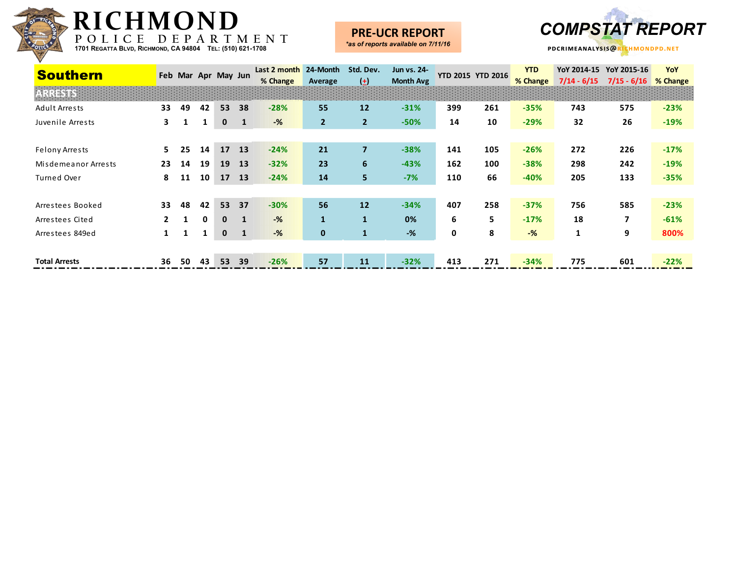# RICHMOND POLICE DEPARTMENT

1701 Regatta Blvd, Richmond, CA 94804 Tel: (510) 621-1708

**PRE-UCR REPORT**
*\*as of reports available on 7/11/16*

**COMPSTAT REPORT**
PDCRIMEANALYSIS@RICHMONDPD.NET

| Southern | Feb | Mar | Apr | May | Jun | Last 2 month % Change | 24-Month Average | Std. Dev. (+) | Jun vs. 24-Month Avg | YTD 2015 | YTD 2016 | YTD % Change | YoY 2014-15 7/14 - 6/15 | YoY 2015-16 7/15 - 6/16 | YoY % Change |
|---|---|---|---|---|---|---|---|---|---|---|---|---|---|---|---|
| **ARRESTS** | | | | | | | | | | | | | | | |
| Adult Arrests | 33 | 49 | 42 | 53 | 38 | -28% | 55 | 12 | -31% | 399 | 261 | -35% | 743 | 575 | -23% |
| Juvenile Arrests | 3 | 1 | 1 | 0 | 1 | -% | 2 | 2 | -50% | 14 | 10 | -29% | 32 | 26 | -19% |
| | | | | | | | | | | | | | | | |
| Felony Arrests | 5 | 25 | 14 | 17 | 13 | -24% | 21 | 7 | -38% | 141 | 105 | -26% | 272 | 226 | -17% |
| Misdemeanor Arrests | 23 | 14 | 19 | 19 | 13 | -32% | 23 | 6 | -43% | 162 | 100 | -38% | 298 | 242 | -19% |
| Turned Over | 8 | 11 | 10 | 17 | 13 | -24% | 14 | 5 | -7% | 110 | 66 | -40% | 205 | 133 | -35% |
| | | | | | | | | | | | | | | | |
| Arrestees Booked | 33 | 48 | 42 | 53 | 37 | -30% | 56 | 12 | -34% | 407 | 258 | -37% | 756 | 585 | -23% |
| Arrestees Cited | 2 | 1 | 0 | 0 | 1 | -% | 1 | 1 | 0% | 6 | 5 | -17% | 18 | 7 | -61% |
| Arrestees 849ed | 1 | 1 | 1 | 0 | 1 | -% | 0 | 1 | -% | 0 | 8 | -% | 1 | 9 | 800% |
| | | | | | | | | | | | | | | | |
| **Total Arrests** | 36 | 50 | 43 | 53 | 39 | -26% | 57 | 11 | -32% | 413 | 271 | -34% | 775 | 601 | -22% |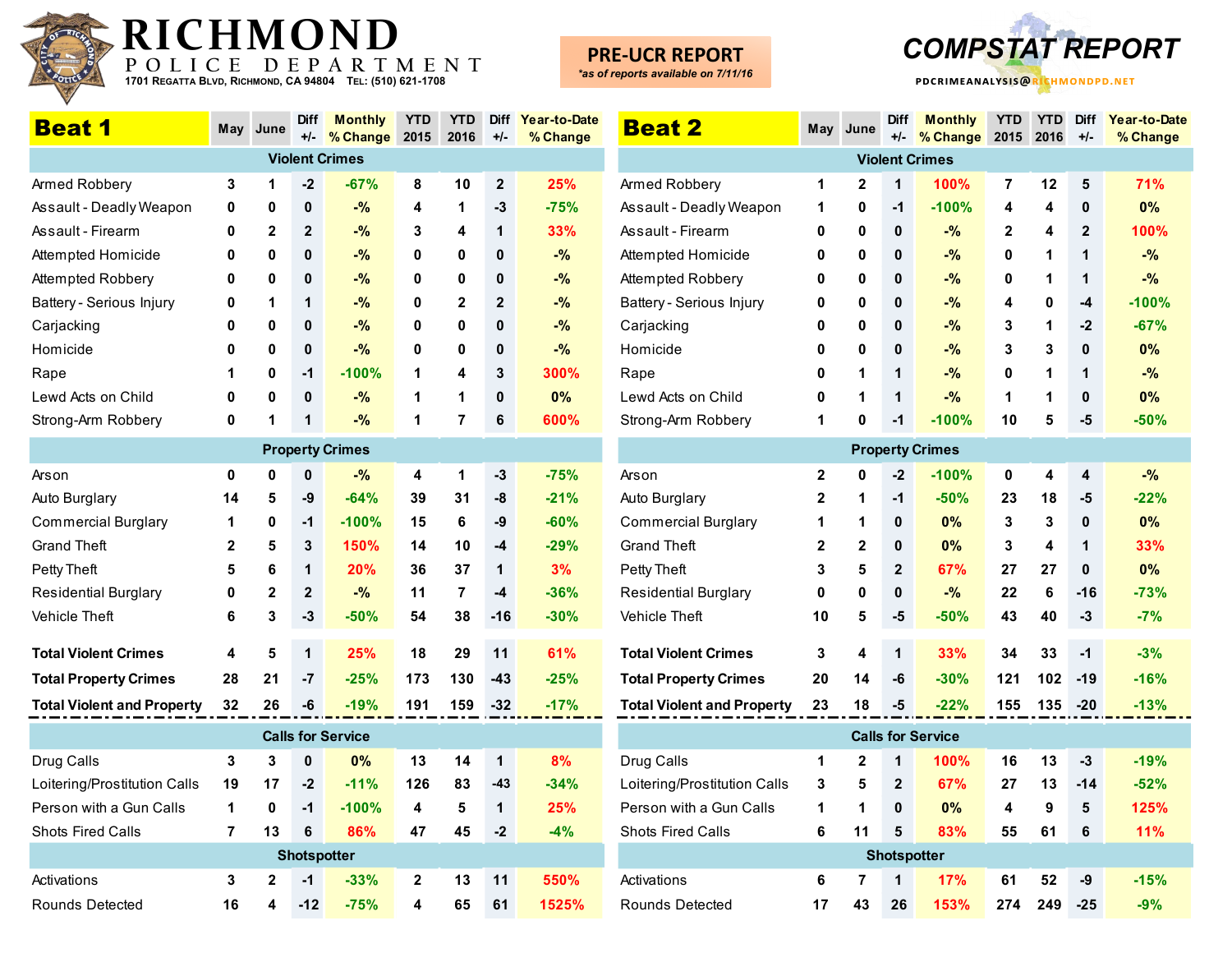# RICHMOND POLICE DEPARTMENT

1701 Regatta Blvd, Richmond, CA 94804 Tel: (510) 621-1708

**PRE-UCR REPORT**
*as of reports available on 7/11/16

# COMPSTAT REPORT

PDCRIMEANALYSIS@RICHMONDPD.NET

## Beat 1

| Beat 1 | May | June | Diff +/- | Monthly % Change | YTD 2015 | YTD 2016 | Diff +/- | Year-to-Date % Change |
|---|---|---|---|---|---|---|---|---|
| **Violent Crimes** | | | | | | | | |
| Armed Robbery | 3 | 1 | -2 | -67% | 8 | 10 | 2 | 25% |
| Assault - Deadly Weapon | 0 | 0 | 0 | -% | 4 | 1 | -3 | -75% |
| Assault - Firearm | 0 | 2 | 2 | -% | 3 | 4 | 1 | 33% |
| Attempted Homicide | 0 | 0 | 0 | -% | 0 | 0 | 0 | -% |
| Attempted Robbery | 0 | 0 | 0 | -% | 0 | 0 | 0 | -% |
| Battery - Serious Injury | 0 | 1 | 1 | -% | 0 | 2 | 2 | -% |
| Carjacking | 0 | 0 | 0 | -% | 0 | 0 | 0 | -% |
| Homicide | 0 | 0 | 0 | -% | 0 | 0 | 0 | -% |
| Rape | 1 | 0 | -1 | -100% | 1 | 4 | 3 | 300% |
| Lewd Acts on Child | 0 | 0 | 0 | -% | 1 | 1 | 0 | 0% |
| Strong-Arm Robbery | 0 | 1 | 1 | -% | 1 | 7 | 6 | 600% |
| **Property Crimes** | | | | | | | | |
| Arson | 0 | 0 | 0 | -% | 4 | 1 | -3 | -75% |
| Auto Burglary | 14 | 5 | -9 | -64% | 39 | 31 | -8 | -21% |
| Commercial Burglary | 1 | 0 | -1 | -100% | 15 | 6 | -9 | -60% |
| Grand Theft | 2 | 5 | 3 | 150% | 14 | 10 | -4 | -29% |
| Petty Theft | 5 | 6 | 1 | 20% | 36 | 37 | 1 | 3% |
| Residential Burglary | 0 | 2 | 2 | -% | 11 | 7 | -4 | -36% |
| Vehicle Theft | 6 | 3 | -3 | -50% | 54 | 38 | -16 | -30% |
| **Total Violent Crimes** | 4 | 5 | 1 | 25% | 18 | 29 | 11 | 61% |
| **Total Property Crimes** | 28 | 21 | -7 | -25% | 173 | 130 | -43 | -25% |
| **Total Violent and Property** | 32 | 26 | -6 | -19% | 191 | 159 | -32 | -17% |
| **Calls for Service** | | | | | | | | |
| Drug Calls | 3 | 3 | 0 | 0% | 13 | 14 | 1 | 8% |
| Loitering/Prostitution Calls | 19 | 17 | -2 | -11% | 126 | 83 | -43 | -34% |
| Person with a Gun Calls | 1 | 0 | -1 | -100% | 4 | 5 | 1 | 25% |
| Shots Fired Calls | 7 | 13 | 6 | 86% | 47 | 45 | -2 | -4% |
| **Shotspotter** | | | | | | | | |
| Activations | 3 | 2 | -1 | -33% | 2 | 13 | 11 | 550% |
| Rounds Detected | 16 | 4 | -12 | -75% | 4 | 65 | 61 | 1525% |

## Beat 2

| Beat 2 | May | June | Diff +/- | Monthly % Change | YTD 2015 | YTD 2016 | Diff +/- | Year-to-Date % Change |
|---|---|---|---|---|---|---|---|---|
| **Violent Crimes** | | | | | | | | |
| Armed Robbery | 1 | 2 | 1 | 100% | 7 | 12 | 5 | 71% |
| Assault - Deadly Weapon | 1 | 0 | -1 | -100% | 4 | 4 | 0 | 0% |
| Assault - Firearm | 0 | 0 | 0 | -% | 2 | 4 | 2 | 100% |
| Attempted Homicide | 0 | 0 | 0 | -% | 0 | 1 | 1 | -% |
| Attempted Robbery | 0 | 0 | 0 | -% | 0 | 1 | 1 | -% |
| Battery - Serious Injury | 0 | 0 | 0 | -% | 4 | 0 | -4 | -100% |
| Carjacking | 0 | 0 | 0 | -% | 3 | 1 | -2 | -67% |
| Homicide | 0 | 0 | 0 | -% | 3 | 3 | 0 | 0% |
| Rape | 0 | 1 | 1 | -% | 0 | 1 | 1 | -% |
| Lewd Acts on Child | 0 | 1 | 1 | -% | 1 | 1 | 0 | 0% |
| Strong-Arm Robbery | 1 | 0 | -1 | -100% | 10 | 5 | -5 | -50% |
| **Property Crimes** | | | | | | | | |
| Arson | 2 | 0 | -2 | -100% | 0 | 4 | 4 | -% |
| Auto Burglary | 2 | 1 | -1 | -50% | 23 | 18 | -5 | -22% |
| Commercial Burglary | 1 | 1 | 0 | 0% | 3 | 3 | 0 | 0% |
| Grand Theft | 2 | 2 | 0 | 0% | 3 | 4 | 1 | 33% |
| Petty Theft | 3 | 5 | 2 | 67% | 27 | 27 | 0 | 0% |
| Residential Burglary | 0 | 0 | 0 | -% | 22 | 6 | -16 | -73% |
| Vehicle Theft | 10 | 5 | -5 | -50% | 43 | 40 | -3 | -7% |
| **Total Violent Crimes** | 3 | 4 | 1 | 33% | 34 | 33 | -1 | -3% |
| **Total Property Crimes** | 20 | 14 | -6 | -30% | 121 | 102 | -19 | -16% |
| **Total Violent and Property** | 23 | 18 | -5 | -22% | 155 | 135 | -20 | -13% |
| **Calls for Service** | | | | | | | | |
| Drug Calls | 1 | 2 | 1 | 100% | 16 | 13 | -3 | -19% |
| Loitering/Prostitution Calls | 3 | 5 | 2 | 67% | 27 | 13 | -14 | -52% |
| Person with a Gun Calls | 1 | 1 | 0 | 0% | 4 | 9 | 5 | 125% |
| Shots Fired Calls | 6 | 11 | 5 | 83% | 55 | 61 | 6 | 11% |
| **Shotspotter** | | | | | | | | |
| Activations | 6 | 7 | 1 | 17% | 61 | 52 | -9 | -15% |
| Rounds Detected | 17 | 43 | 26 | 153% | 274 | 249 | -25 | -9% |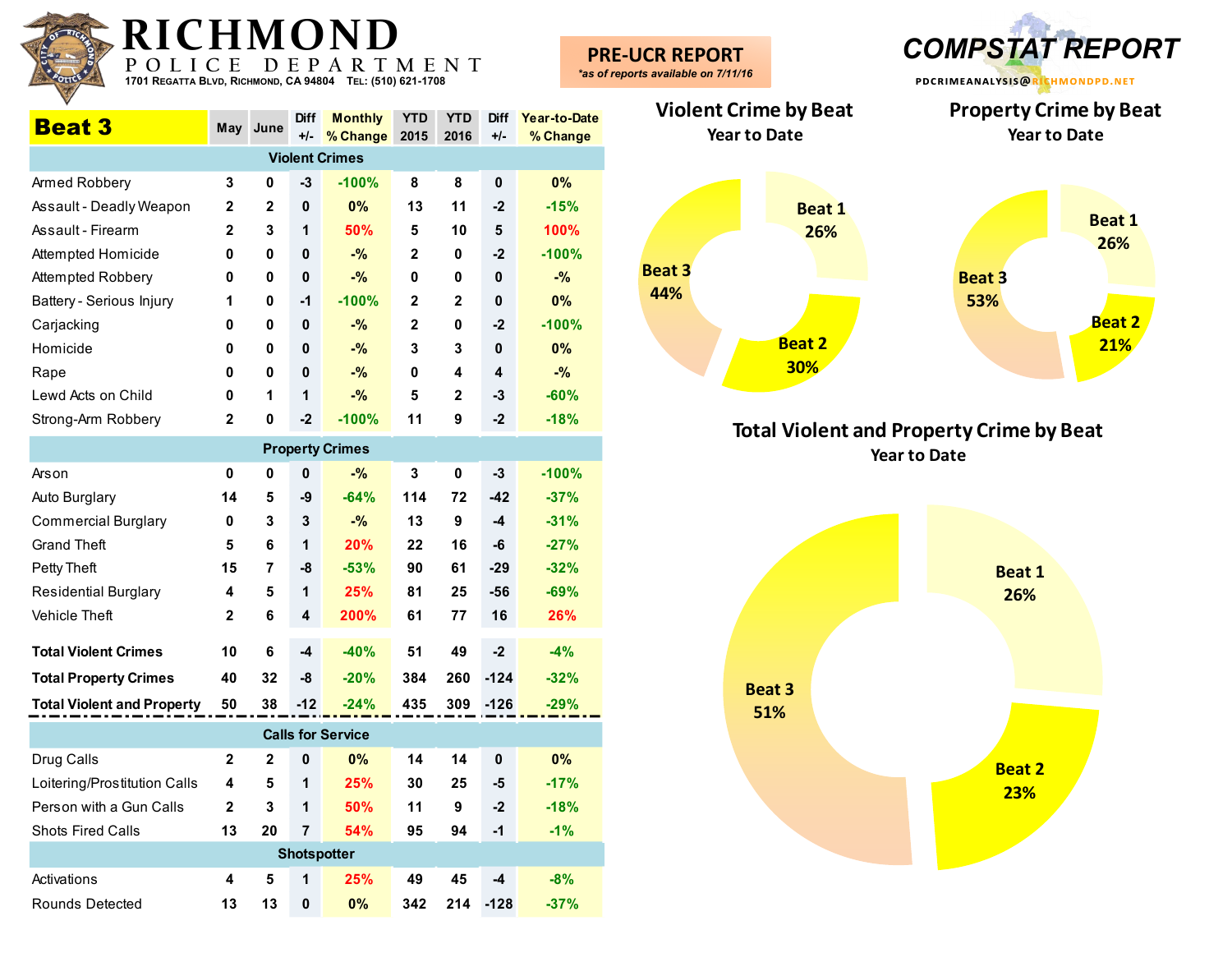# RICHMOND
## POLICE DEPARTMENT
1701 Regatta Blvd, Richmond, CA 94804 Tel: (510) 621-1708

**PRE-UCR REPORT**
*as of reports available on 7/11/16*

**COMPSTAT REPORT**
PDCRIMEANALYSIS@RICHMONDPD.NET

| Beat 3 | May | June | Diff +/- | Monthly % Change | YTD 2015 | YTD 2016 | Diff +/- | Year-to-Date % Change |
|---|---|---|---|---|---|---|---|---|
| **Violent Crimes** | | | | | | | | |
| Armed Robbery | 3 | 0 | -3 | -100% | 8 | 8 | 0 | 0% |
| Assault - Deadly Weapon | 2 | 2 | 0 | 0% | 13 | 11 | -2 | -15% |
| Assault - Firearm | 2 | 3 | 1 | 50% | 5 | 10 | 5 | 100% |
| Attempted Homicide | 0 | 0 | 0 | -% | 2 | 0 | -2 | -100% |
| Attempted Robbery | 0 | 0 | 0 | -% | 0 | 0 | 0 | -% |
| Battery - Serious Injury | 1 | 0 | -1 | -100% | 2 | 2 | 0 | 0% |
| Carjacking | 0 | 0 | 0 | -% | 2 | 0 | -2 | -100% |
| Homicide | 0 | 0 | 0 | -% | 3 | 3 | 0 | 0% |
| Rape | 0 | 0 | 0 | -% | 0 | 4 | 4 | -% |
| Lewd Acts on Child | 0 | 1 | 1 | -% | 5 | 2 | -3 | -60% |
| Strong-Arm Robbery | 2 | 0 | -2 | -100% | 11 | 9 | -2 | -18% |
| **Property Crimes** | | | | | | | | |
| Arson | 0 | 0 | 0 | -% | 3 | 0 | -3 | -100% |
| Auto Burglary | 14 | 5 | -9 | -64% | 114 | 72 | -42 | -37% |
| Commercial Burglary | 0 | 3 | 3 | -% | 13 | 9 | -4 | -31% |
| Grand Theft | 5 | 6 | 1 | 20% | 22 | 16 | -6 | -27% |
| Petty Theft | 15 | 7 | -8 | -53% | 90 | 61 | -29 | -32% |
| Residential Burglary | 4 | 5 | 1 | 25% | 81 | 25 | -56 | -69% |
| Vehicle Theft | 2 | 6 | 4 | 200% | 61 | 77 | 16 | 26% |
| **Total Violent Crimes** | 10 | 6 | -4 | -40% | 51 | 49 | -2 | -4% |
| **Total Property Crimes** | 40 | 32 | -8 | -20% | 384 | 260 | -124 | -32% |
| **Total Violent and Property** | 50 | 38 | -12 | -24% | 435 | 309 | -126 | -29% |
| **Calls for Service** | | | | | | | | |
| Drug Calls | 2 | 2 | 0 | 0% | 14 | 14 | 0 | 0% |
| Loitering/Prostitution Calls | 4 | 5 | 1 | 25% | 30 | 25 | -5 | -17% |
| Person with a Gun Calls | 2 | 3 | 1 | 50% | 11 | 9 | -2 | -18% |
| Shots Fired Calls | 13 | 20 | 7 | 54% | 95 | 94 | -1 | -1% |
| **Shotspotter** | | | | | | | | |
| Activations | 4 | 5 | 1 | 25% | 49 | 45 | -4 | -8% |
| Rounds Detected | 13 | 13 | 0 | 0% | 342 | 214 | -128 | -37% |

## Violent Crime by Beat
Year to Date

Beat 1 26%; Beat 2 30%; Beat 3 44%

## Property Crime by Beat
Year to Date

Beat 1 26%; Beat 2 21%; Beat 3 53%

## Total Violent and Property Crime by Beat
Year to Date

Beat 1 26%; Beat 2 23%; Beat 3 51%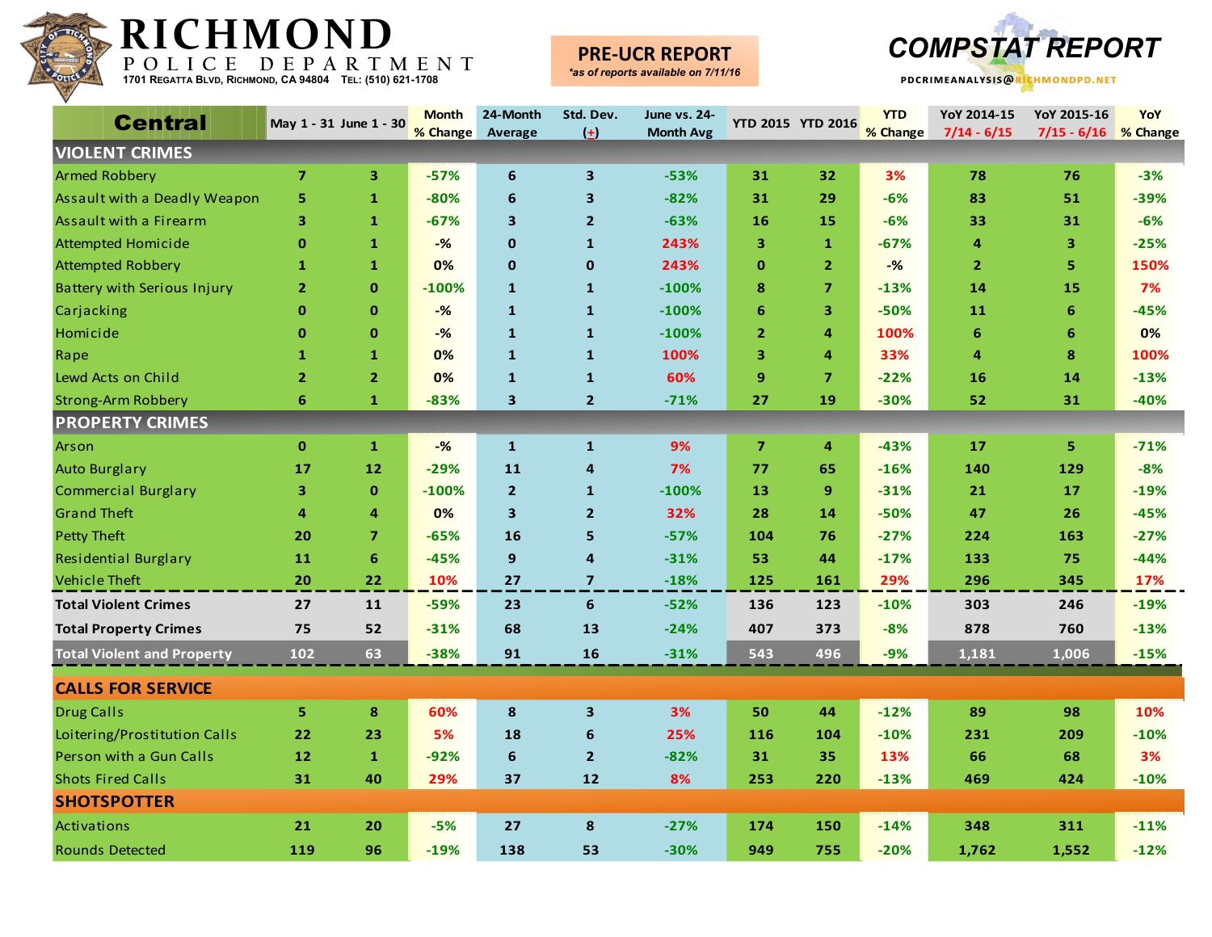# RICHMOND POLICE DEPARTMENT

1701 Regatta Blvd, Richmond, CA 94804 Tel: (510) 621-1708

**PRE-UCR REPORT**
*as of reports available on 7/11/16*

**COMPSTAT REPORT**
PDCRIMEANALYSIS@RICHMONDPD.NET

| Central | May 1 - 31 | June 1 - 30 | Month % Change | 24-Month Average | Std. Dev. (+) | June vs. 24-Month Avg | YTD 2015 | YTD 2016 | YTD % Change | YoY 2014-15 7/14 - 6/15 | YoY 2015-16 7/15 - 6/16 | YoY % Change |
|---|---|---|---|---|---|---|---|---|---|---|---|---|
| **VIOLENT CRIMES** | | | | | | | | | | | | |
| Armed Robbery | 7 | 3 | -57% | 6 | 3 | -53% | 31 | 32 | 3% | 78 | 76 | -3% |
| Assault with a Deadly Weapon | 5 | 1 | -80% | 6 | 3 | -82% | 31 | 29 | -6% | 83 | 51 | -39% |
| Assault with a Firearm | 3 | 1 | -67% | 3 | 2 | -63% | 16 | 15 | -6% | 33 | 31 | -6% |
| Attempted Homicide | 0 | 1 | -% | 0 | 1 | 243% | 3 | 1 | -67% | 4 | 3 | -25% |
| Attempted Robbery | 1 | 1 | 0% | 0 | 0 | 243% | 0 | 2 | -% | 2 | 5 | 150% |
| Battery with Serious Injury | 2 | 0 | -100% | 1 | 1 | -100% | 8 | 7 | -13% | 14 | 15 | 7% |
| Carjacking | 0 | 0 | -% | 1 | 1 | -100% | 6 | 3 | -50% | 11 | 6 | -45% |
| Homicide | 0 | 0 | -% | 1 | 1 | -100% | 2 | 4 | 100% | 6 | 6 | 0% |
| Rape | 1 | 1 | 0% | 1 | 1 | 100% | 3 | 4 | 33% | 4 | 8 | 100% |
| Lewd Acts on Child | 2 | 2 | 0% | 1 | 1 | 60% | 9 | 7 | -22% | 16 | 14 | -13% |
| Strong-Arm Robbery | 6 | 1 | -83% | 3 | 2 | -71% | 27 | 19 | -30% | 52 | 31 | -40% |
| **PROPERTY CRIMES** | | | | | | | | | | | | |
| Arson | 0 | 1 | -% | 1 | 1 | 9% | 7 | 4 | -43% | 17 | 5 | -71% |
| Auto Burglary | 17 | 12 | -29% | 11 | 4 | 7% | 77 | 65 | -16% | 140 | 129 | -8% |
| Commercial Burglary | 3 | 0 | -100% | 2 | 1 | -100% | 13 | 9 | -31% | 21 | 17 | -19% |
| Grand Theft | 4 | 4 | 0% | 3 | 2 | 32% | 28 | 14 | -50% | 47 | 26 | -45% |
| Petty Theft | 20 | 7 | -65% | 16 | 5 | -57% | 104 | 76 | -27% | 224 | 163 | -27% |
| Residential Burglary | 11 | 6 | -45% | 9 | 4 | -31% | 53 | 44 | -17% | 133 | 75 | -44% |
| Vehicle Theft | 20 | 22 | 10% | 27 | 7 | -18% | 125 | 161 | 29% | 296 | 345 | 17% |
| **Total Violent Crimes** | 27 | 11 | -59% | 23 | 6 | -52% | 136 | 123 | -10% | 303 | 246 | -19% |
| **Total Property Crimes** | 75 | 52 | -31% | 68 | 13 | -24% | 407 | 373 | -8% | 878 | 760 | -13% |
| **Total Violent and Property** | 102 | 63 | -38% | 91 | 16 | -31% | 543 | 496 | -9% | 1,181 | 1,006 | -15% |
| **CALLS FOR SERVICE** | | | | | | | | | | | | |
| Drug Calls | 5 | 8 | 60% | 8 | 3 | 3% | 50 | 44 | -12% | 89 | 98 | 10% |
| Loitering/Prostitution Calls | 22 | 23 | 5% | 18 | 6 | 25% | 116 | 104 | -10% | 231 | 209 | -10% |
| Person with a Gun Calls | 12 | 1 | -92% | 6 | 2 | -82% | 31 | 35 | 13% | 66 | 68 | 3% |
| Shots Fired Calls | 31 | 40 | 29% | 37 | 12 | 8% | 253 | 220 | -13% | 469 | 424 | -10% |
| **SHOTSPOTTER** | | | | | | | | | | | | |
| Activations | 21 | 20 | -5% | 27 | 8 | -27% | 174 | 150 | -14% | 348 | 311 | -11% |
| Rounds Detected | 119 | 96 | -19% | 138 | 53 | -30% | 949 | 755 | -20% | 1,762 | 1,552 | -12% |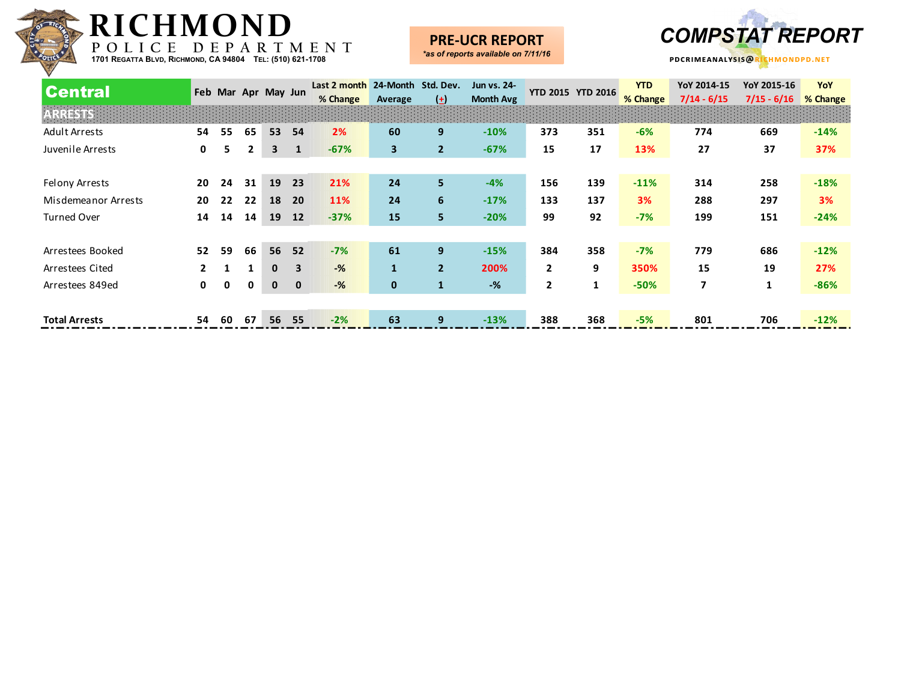# RICHMOND POLICE DEPARTMENT

1701 Regatta Blvd, Richmond, CA 94804 Tel: (510) 621-1708

**PRE-UCR REPORT**
*\*as of reports available on 7/11/16*

## COMPSTAT REPORT

PDCRIMEANALYSIS@RICHMONDPD.NET

| Central | Feb | Mar | Apr | May | Jun | Last 2 month % Change | 24-Month Average | Std. Dev. (+) | Jun vs. 24-Month Avg | YTD 2015 | YTD 2016 | YTD % Change | YoY 2014-15 7/14 - 6/15 | YoY 2015-16 7/15 - 6/16 | YoY % Change |
|---|---|---|---|---|---|---|---|---|---|---|---|---|---|---|---|
| **ARRESTS** | | | | | | | | | | | | | | | |
| Adult Arrests | 54 | 55 | 65 | 53 | 54 | 2% | 60 | 9 | -10% | 373 | 351 | -6% | 774 | 669 | -14% |
| Juvenile Arrests | 0 | 5 | 2 | 3 | 1 | -67% | 3 | 2 | -67% | 15 | 17 | 13% | 27 | 37 | 37% |
| | | | | | | | | | | | | | | | |
| Felony Arrests | 20 | 24 | 31 | 19 | 23 | 21% | 24 | 5 | -4% | 156 | 139 | -11% | 314 | 258 | -18% |
| Misdemeanor Arrests | 20 | 22 | 22 | 18 | 20 | 11% | 24 | 6 | -17% | 133 | 137 | 3% | 288 | 297 | 3% |
| Turned Over | 14 | 14 | 14 | 19 | 12 | -37% | 15 | 5 | -20% | 99 | 92 | -7% | 199 | 151 | -24% |
| | | | | | | | | | | | | | | | |
| Arrestees Booked | 52 | 59 | 66 | 56 | 52 | -7% | 61 | 9 | -15% | 384 | 358 | -7% | 779 | 686 | -12% |
| Arrestees Cited | 2 | 1 | 1 | 0 | 3 | -% | 1 | 2 | 200% | 2 | 9 | 350% | 15 | 19 | 27% |
| Arrestees 849ed | 0 | 0 | 0 | 0 | 0 | -% | 0 | 1 | -% | 2 | 1 | -50% | 7 | 1 | -86% |
| | | | | | | | | | | | | | | | |
| **Total Arrests** | 54 | 60 | 67 | 56 | 55 | -2% | 63 | 9 | -13% | 388 | 368 | -5% | 801 | 706 | -12% |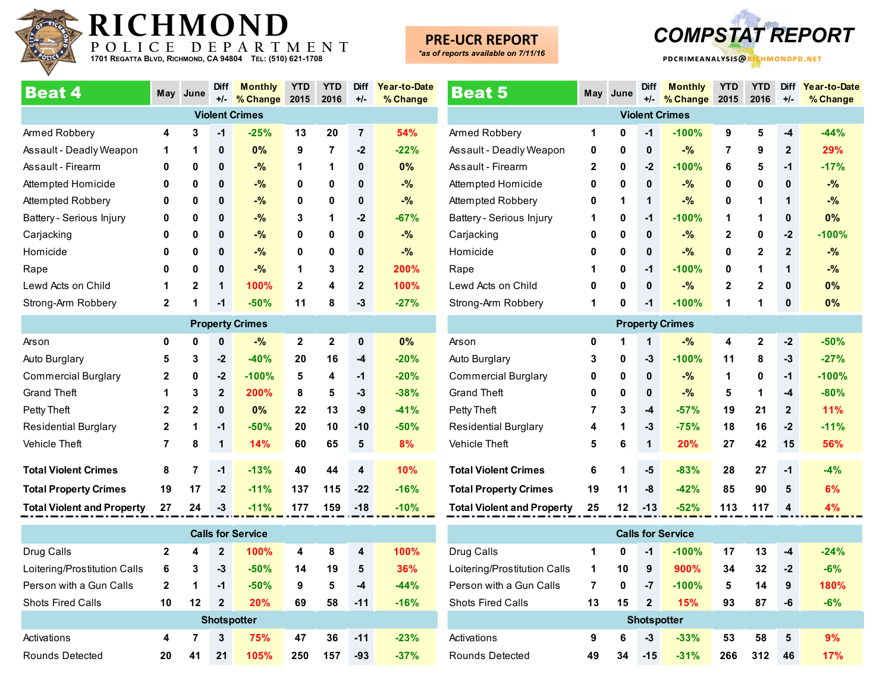# RICHMOND POLICE DEPARTMENT

1701 Regatta Blvd, Richmond, CA 94804 Tel: (510) 621-1708

**PRE-UCR REPORT**
*as of reports available on 7/11/16

**COMPSTAT REPORT**
PDCRIMEANALYSIS@RICHMONDPD.NET

## Beat 4

| Beat 4 | May | June | Diff +/- | Monthly % Change | YTD 2015 | YTD 2016 | Diff +/- | Year-to-Date % Change |
|---|---|---|---|---|---|---|---|---|
| **Violent Crimes** | | | | | | | | |
| Armed Robbery | 4 | 3 | -1 | -25% | 13 | 20 | 7 | 54% |
| Assault - Deadly Weapon | 1 | 1 | 0 | 0% | 9 | 7 | -2 | -22% |
| Assault - Firearm | 0 | 0 | 0 | -% | 1 | 1 | 0 | 0% |
| Attempted Homicide | 0 | 0 | 0 | -% | 0 | 0 | 0 | -% |
| Attempted Robbery | 0 | 0 | 0 | -% | 0 | 0 | 0 | -% |
| Battery - Serious Injury | 0 | 0 | 0 | -% | 3 | 1 | -2 | -67% |
| Carjacking | 0 | 0 | 0 | -% | 0 | 0 | 0 | -% |
| Homicide | 0 | 0 | 0 | -% | 0 | 0 | 0 | -% |
| Rape | 0 | 0 | 0 | -% | 1 | 3 | 2 | 200% |
| Lewd Acts on Child | 1 | 2 | 1 | 100% | 2 | 4 | 2 | 100% |
| Strong-Arm Robbery | 2 | 1 | -1 | -50% | 11 | 8 | -3 | -27% |
| **Property Crimes** | | | | | | | | |
| Arson | 0 | 0 | 0 | -% | 2 | 2 | 0 | 0% |
| Auto Burglary | 5 | 3 | -2 | -40% | 20 | 16 | -4 | -20% |
| Commercial Burglary | 2 | 0 | -2 | -100% | 5 | 4 | -1 | -20% |
| Grand Theft | 1 | 3 | 2 | 200% | 8 | 5 | -3 | -38% |
| Petty Theft | 2 | 2 | 0 | 0% | 22 | 13 | -9 | -41% |
| Residential Burglary | 2 | 1 | -1 | -50% | 20 | 10 | -10 | -50% |
| Vehicle Theft | 7 | 8 | 1 | 14% | 60 | 65 | 5 | 8% |
| **Total Violent Crimes** | 8 | 7 | -1 | -13% | 40 | 44 | 4 | 10% |
| **Total Property Crimes** | 19 | 17 | -2 | -11% | 137 | 115 | -22 | -16% |
| **Total Violent and Property** | 27 | 24 | -3 | -11% | 177 | 159 | -18 | -10% |
| **Calls for Service** | | | | | | | | |
| Drug Calls | 2 | 4 | 2 | 100% | 4 | 8 | 4 | 100% |
| Loitering/Prostitution Calls | 6 | 3 | -3 | -50% | 14 | 19 | 5 | 36% |
| Person with a Gun Calls | 2 | 1 | -1 | -50% | 9 | 5 | -4 | -44% |
| Shots Fired Calls | 10 | 12 | 2 | 20% | 69 | 58 | -11 | -16% |
| **Shotspotter** | | | | | | | | |
| Activations | 4 | 7 | 3 | 75% | 47 | 36 | -11 | -23% |
| Rounds Detected | 20 | 41 | 21 | 105% | 250 | 157 | -93 | -37% |

## Beat 5

| Beat 5 | May | June | Diff +/- | Monthly % Change | YTD 2015 | YTD 2016 | Diff +/- | Year-to-Date % Change |
|---|---|---|---|---|---|---|---|---|
| **Violent Crimes** | | | | | | | | |
| Armed Robbery | 1 | 0 | -1 | -100% | 9 | 5 | -4 | -44% |
| Assault - Deadly Weapon | 0 | 0 | 0 | -% | 7 | 9 | 2 | 29% |
| Assault - Firearm | 2 | 0 | -2 | -100% | 6 | 5 | -1 | -17% |
| Attempted Homicide | 0 | 0 | 0 | -% | 0 | 0 | 0 | -% |
| Attempted Robbery | 0 | 1 | 1 | -% | 0 | 1 | 1 | -% |
| Battery - Serious Injury | 1 | 0 | -1 | -100% | 1 | 1 | 0 | 0% |
| Carjacking | 0 | 0 | 0 | -% | 2 | 0 | -2 | -100% |
| Homicide | 0 | 0 | 0 | -% | 0 | 2 | 2 | -% |
| Rape | 1 | 0 | -1 | -100% | 0 | 1 | 1 | -% |
| Lewd Acts on Child | 0 | 0 | 0 | -% | 2 | 2 | 0 | 0% |
| Strong-Arm Robbery | 1 | 0 | -1 | -100% | 1 | 1 | 0 | 0% |
| **Property Crimes** | | | | | | | | |
| Arson | 0 | 1 | 1 | -% | 4 | 2 | -2 | -50% |
| Auto Burglary | 3 | 0 | -3 | -100% | 11 | 8 | -3 | -27% |
| Commercial Burglary | 0 | 0 | 0 | -% | 1 | 0 | -1 | -100% |
| Grand Theft | 0 | 0 | 0 | -% | 5 | 1 | -4 | -80% |
| Petty Theft | 7 | 3 | -4 | -57% | 19 | 21 | 2 | 11% |
| Residential Burglary | 4 | 1 | -3 | -75% | 18 | 16 | -2 | -11% |
| Vehicle Theft | 5 | 6 | 1 | 20% | 27 | 42 | 15 | 56% |
| **Total Violent Crimes** | 6 | 1 | -5 | -83% | 28 | 27 | -1 | -4% |
| **Total Property Crimes** | 19 | 11 | -8 | -42% | 85 | 90 | 5 | 6% |
| **Total Violent and Property** | 25 | 12 | -13 | -52% | 113 | 117 | 4 | 4% |
| **Calls for Service** | | | | | | | | |
| Drug Calls | 1 | 0 | -1 | -100% | 17 | 13 | -4 | -24% |
| Loitering/Prostitution Calls | 1 | 10 | 9 | 900% | 34 | 32 | -2 | -6% |
| Person with a Gun Calls | 7 | 0 | -7 | -100% | 5 | 14 | 9 | 180% |
| Shots Fired Calls | 13 | 15 | 2 | 15% | 93 | 87 | -6 | -6% |
| **Shotspotter** | | | | | | | | |
| Activations | 9 | 6 | -3 | -33% | 53 | 58 | 5 | 9% |
| Rounds Detected | 49 | 34 | -15 | -31% | 266 | 312 | 46 | 17% |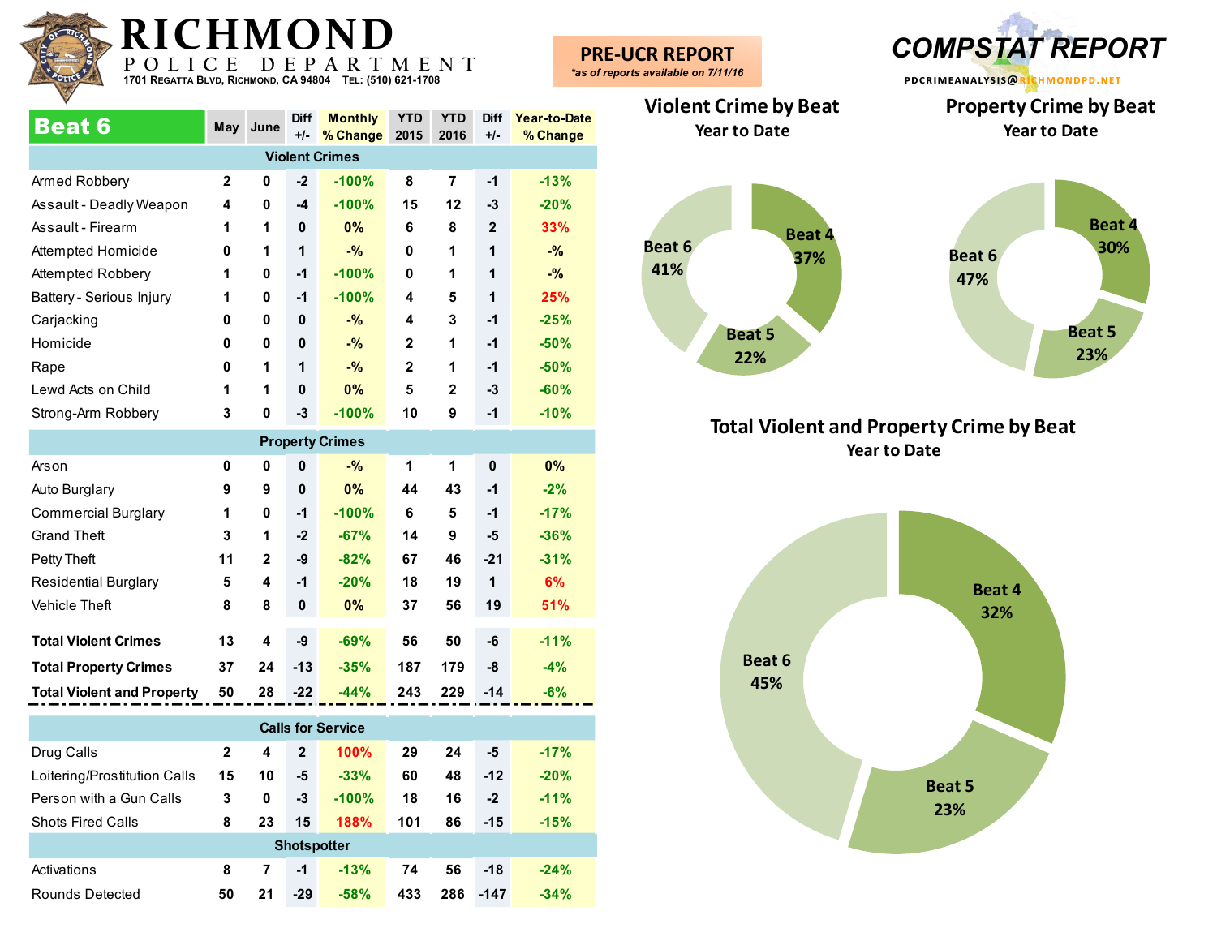# RICHMOND POLICE DEPARTMENT

1701 Regatta Blvd, Richmond, CA 94804 Tel: (510) 621-1708

**PRE-UCR REPORT**
*as of reports available on 7/11/16*

## COMPSTAT REPORT

PDCRIMEANALYSIS@RICHMONDPD.NET

| Beat 6 | May | June | Diff +/- | Monthly % Change | YTD 2015 | YTD 2016 | Diff +/- | Year-to-Date % Change |
|---|---|---|---|---|---|---|---|---|
| **Violent Crimes** | | | | | | | | |
| Armed Robbery | 2 | 0 | -2 | -100% | 8 | 7 | -1 | -13% |
| Assault - Deadly Weapon | 4 | 0 | -4 | -100% | 15 | 12 | -3 | -20% |
| Assault - Firearm | 1 | 1 | 0 | 0% | 6 | 8 | 2 | 33% |
| Attempted Homicide | 0 | 1 | 1 | -% | 0 | 1 | 1 | -% |
| Attempted Robbery | 1 | 0 | -1 | -100% | 0 | 1 | 1 | -% |
| Battery - Serious Injury | 1 | 0 | -1 | -100% | 4 | 5 | 1 | 25% |
| Carjacking | 0 | 0 | 0 | -% | 4 | 3 | -1 | -25% |
| Homicide | 0 | 0 | 0 | -% | 2 | 1 | -1 | -50% |
| Rape | 0 | 1 | 1 | -% | 2 | 1 | -1 | -50% |
| Lewd Acts on Child | 1 | 1 | 0 | 0% | 5 | 2 | -3 | -60% |
| Strong-Arm Robbery | 3 | 0 | -3 | -100% | 10 | 9 | -1 | -10% |
| **Property Crimes** | | | | | | | | |
| Arson | 0 | 0 | 0 | -% | 1 | 1 | 0 | 0% |
| Auto Burglary | 9 | 9 | 0 | 0% | 44 | 43 | -1 | -2% |
| Commercial Burglary | 1 | 0 | -1 | -100% | 6 | 5 | -1 | -17% |
| Grand Theft | 3 | 1 | -2 | -67% | 14 | 9 | -5 | -36% |
| Petty Theft | 11 | 2 | -9 | -82% | 67 | 46 | -21 | -31% |
| Residential Burglary | 5 | 4 | -1 | -20% | 18 | 19 | 1 | 6% |
| Vehicle Theft | 8 | 8 | 0 | 0% | 37 | 56 | 19 | 51% |
| **Total Violent Crimes** | 13 | 4 | -9 | -69% | 56 | 50 | -6 | -11% |
| **Total Property Crimes** | 37 | 24 | -13 | -35% | 187 | 179 | -8 | -4% |
| **Total Violent and Property** | 50 | 28 | -22 | -44% | 243 | 229 | -14 | -6% |
| **Calls for Service** | | | | | | | | |
| Drug Calls | 2 | 4 | 2 | 100% | 29 | 24 | -5 | -17% |
| Loitering/Prostitution Calls | 15 | 10 | -5 | -33% | 60 | 48 | -12 | -20% |
| Person with a Gun Calls | 3 | 0 | -3 | -100% | 18 | 16 | -2 | -11% |
| Shots Fired Calls | 8 | 23 | 15 | 188% | 101 | 86 | -15 | -15% |
| **Shotspotter** | | | | | | | | |
| Activations | 8 | 7 | -1 | -13% | 74 | 56 | -18 | -24% |
| Rounds Detected | 50 | 21 | -29 | -58% | 433 | 286 | -147 | -34% |

### Violent Crime by Beat
Year to Date

Beat 4: 37%, Beat 5: 22%, Beat 6: 41%

### Property Crime by Beat
Year to Date

Beat 4: 30%, Beat 5: 23%, Beat 6: 47%

### Total Violent and Property Crime by Beat
Year to Date

Beat 4: 32%, Beat 5: 23%, Beat 6: 45%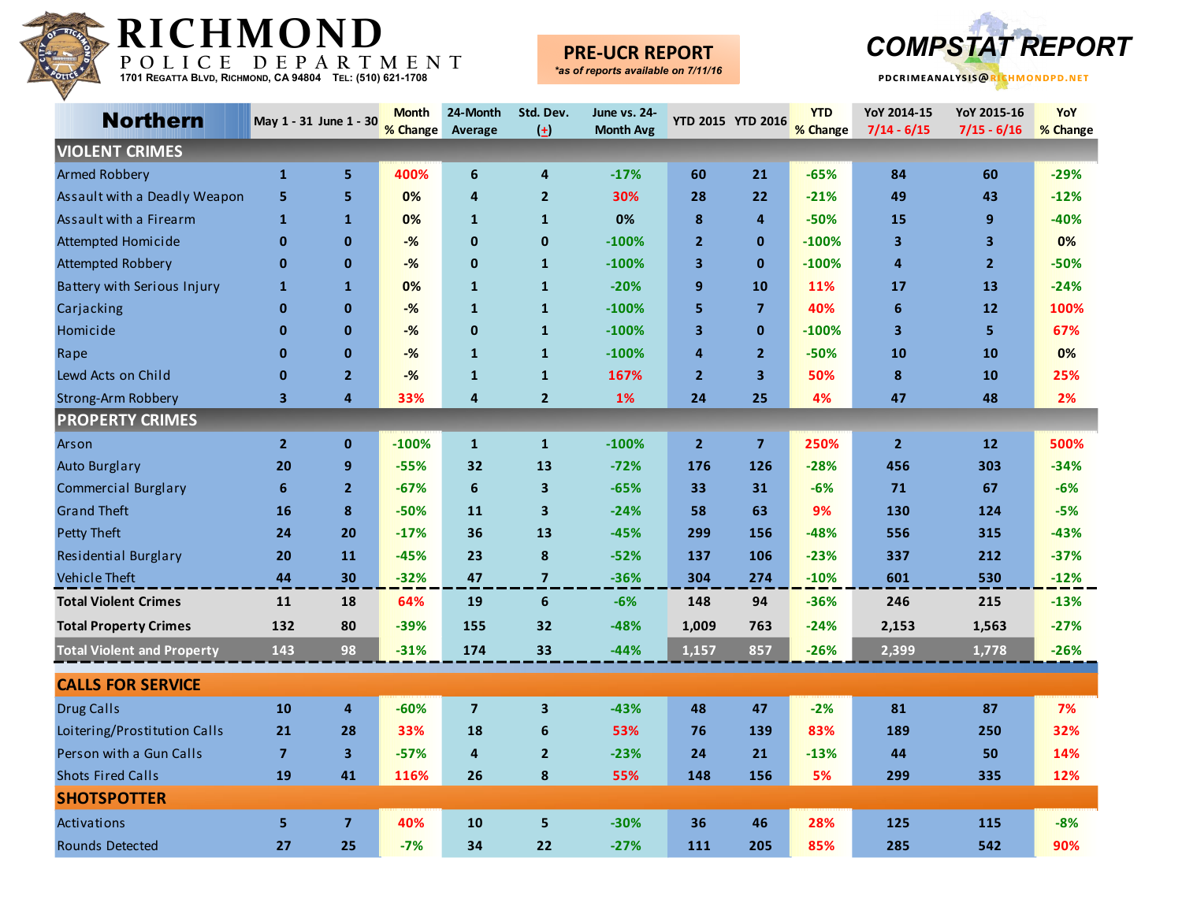# RICHMOND

POLICE DEPARTMENT

1701 Regatta Blvd, Richmond, CA 94804 Tel: (510) 621-1708

**PRE-UCR REPORT**

*as of reports available on 7/11/16*

**COMPSTAT REPORT**

PDCRIMEANALYSIS@RICHMONDPD.NET

| Northern | May 1 - 31 | June 1 - 30 | Month % Change | 24-Month Average | Std. Dev. (+) | June vs. 24-Month Avg | YTD 2015 | YTD 2016 | YTD % Change | YoY 2014-15 7/14 - 6/15 | YoY 2015-16 7/15 - 6/16 | YoY % Change |
|---|---|---|---|---|---|---|---|---|---|---|---|---|
| **VIOLENT CRIMES** | | | | | | | | | | | | |
| Armed Robbery | 1 | 5 | 400% | 6 | 4 | -17% | 60 | 21 | -65% | 84 | 60 | -29% |
| Assault with a Deadly Weapon | 5 | 5 | 0% | 4 | 2 | 30% | 28 | 22 | -21% | 49 | 43 | -12% |
| Assault with a Firearm | 1 | 1 | 0% | 1 | 1 | 0% | 8 | 4 | -50% | 15 | 9 | -40% |
| Attempted Homicide | 0 | 0 | -% | 0 | 0 | -100% | 2 | 0 | -100% | 3 | 3 | 0% |
| Attempted Robbery | 0 | 0 | -% | 0 | 1 | -100% | 3 | 0 | -100% | 4 | 2 | -50% |
| Battery with Serious Injury | 1 | 1 | 0% | 1 | 1 | -20% | 9 | 10 | 11% | 17 | 13 | -24% |
| Carjacking | 0 | 0 | -% | 1 | 1 | -100% | 5 | 7 | 40% | 6 | 12 | 100% |
| Homicide | 0 | 0 | -% | 0 | 1 | -100% | 3 | 0 | -100% | 3 | 5 | 67% |
| Rape | 0 | 0 | -% | 1 | 1 | -100% | 4 | 2 | -50% | 10 | 10 | 0% |
| Lewd Acts on Child | 0 | 2 | -% | 1 | 1 | 167% | 2 | 3 | 50% | 8 | 10 | 25% |
| Strong-Arm Robbery | 3 | 4 | 33% | 4 | 2 | 1% | 24 | 25 | 4% | 47 | 48 | 2% |
| **PROPERTY CRIMES** | | | | | | | | | | | | |
| Arson | 2 | 0 | -100% | 1 | 1 | -100% | 2 | 7 | 250% | 2 | 12 | 500% |
| Auto Burglary | 20 | 9 | -55% | 32 | 13 | -72% | 176 | 126 | -28% | 456 | 303 | -34% |
| Commercial Burglary | 6 | 2 | -67% | 6 | 3 | -65% | 33 | 31 | -6% | 71 | 67 | -6% |
| Grand Theft | 16 | 8 | -50% | 11 | 3 | -24% | 58 | 63 | 9% | 130 | 124 | -5% |
| Petty Theft | 24 | 20 | -17% | 36 | 13 | -45% | 299 | 156 | -48% | 556 | 315 | -43% |
| Residential Burglary | 20 | 11 | -45% | 23 | 8 | -52% | 137 | 106 | -23% | 337 | 212 | -37% |
| Vehicle Theft | 44 | 30 | -32% | 47 | 7 | -36% | 304 | 274 | -10% | 601 | 530 | -12% |
| **Total Violent Crimes** | 11 | 18 | 64% | 19 | 6 | -6% | 148 | 94 | -36% | 246 | 215 | -13% |
| **Total Property Crimes** | 132 | 80 | -39% | 155 | 32 | -48% | 1,009 | 763 | -24% | 2,153 | 1,563 | -27% |
| **Total Violent and Property** | 143 | 98 | -31% | 174 | 33 | -44% | 1,157 | 857 | -26% | 2,399 | 1,778 | -26% |
| **CALLS FOR SERVICE** | | | | | | | | | | | | |
| Drug Calls | 10 | 4 | -60% | 7 | 3 | -43% | 48 | 47 | -2% | 81 | 87 | 7% |
| Loitering/Prostitution Calls | 21 | 28 | 33% | 18 | 6 | 53% | 76 | 139 | 83% | 189 | 250 | 32% |
| Person with a Gun Calls | 7 | 3 | -57% | 4 | 2 | -23% | 24 | 21 | -13% | 44 | 50 | 14% |
| Shots Fired Calls | 19 | 41 | 116% | 26 | 8 | 55% | 148 | 156 | 5% | 299 | 335 | 12% |
| **SHOTSPOTTER** | | | | | | | | | | | | |
| Activations | 5 | 7 | 40% | 10 | 5 | -30% | 36 | 46 | 28% | 125 | 115 | -8% |
| Rounds Detected | 27 | 25 | -7% | 34 | 22 | -27% | 111 | 205 | 85% | 285 | 542 | 90% |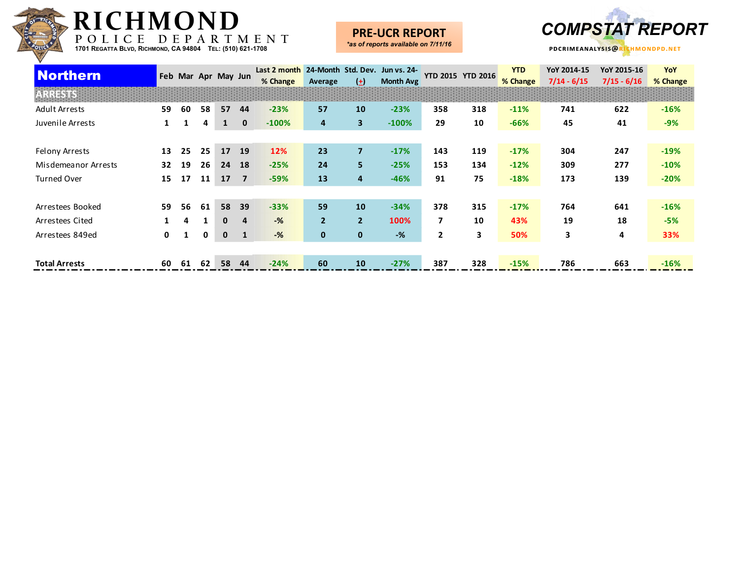# RICHMOND POLICE DEPARTMENT

1701 Regatta Blvd, Richmond, CA 94804  Tel: (510) 621-1708

**PRE-UCR REPORT**
*\*as of reports available on 7/11/16*

**COMPSTAT REPORT**

PDCRIMEANALYSIS@RICHMONDPD.NET

| Northern | Feb | Mar | Apr | May | Jun | Last 2 month % Change | 24-Month Average | Std. Dev. (+) | Jun vs. 24-Month Avg | YTD 2015 | YTD 2016 | YTD % Change | YoY 2014-15 7/14 - 6/15 | YoY 2015-16 7/15 - 6/16 | YoY % Change |
|---|---|---|---|---|---|---|---|---|---|---|---|---|---|---|---|
| **ARRESTS** | | | | | | | | | | | | | | | |
| Adult Arrests | 59 | 60 | 58 | 57 | 44 | -23% | 57 | 10 | -23% | 358 | 318 | -11% | 741 | 622 | -16% |
| Juvenile Arrests | 1 | 1 | 4 | 1 | 0 | -100% | 4 | 3 | -100% | 29 | 10 | -66% | 45 | 41 | -9% |
| | | | | | | | | | | | | | | | |
| Felony Arrests | 13 | 25 | 25 | 17 | 19 | 12% | 23 | 7 | -17% | 143 | 119 | -17% | 304 | 247 | -19% |
| Misdemeanor Arrests | 32 | 19 | 26 | 24 | 18 | -25% | 24 | 5 | -25% | 153 | 134 | -12% | 309 | 277 | -10% |
| Turned Over | 15 | 17 | 11 | 17 | 7 | -59% | 13 | 4 | -46% | 91 | 75 | -18% | 173 | 139 | -20% |
| | | | | | | | | | | | | | | | |
| Arrestees Booked | 59 | 56 | 61 | 58 | 39 | -33% | 59 | 10 | -34% | 378 | 315 | -17% | 764 | 641 | -16% |
| Arrestees Cited | 1 | 4 | 1 | 0 | 4 | -% | 2 | 2 | 100% | 7 | 10 | 43% | 19 | 18 | -5% |
| Arrestees 849ed | 0 | 1 | 0 | 0 | 1 | -% | 0 | 0 | -% | 2 | 3 | 50% | 3 | 4 | 33% |
| | | | | | | | | | | | | | | | |
| **Total Arrests** | 60 | 61 | 62 | 58 | 44 | -24% | 60 | 10 | -27% | 387 | 328 | -15% | 786 | 663 | -16% |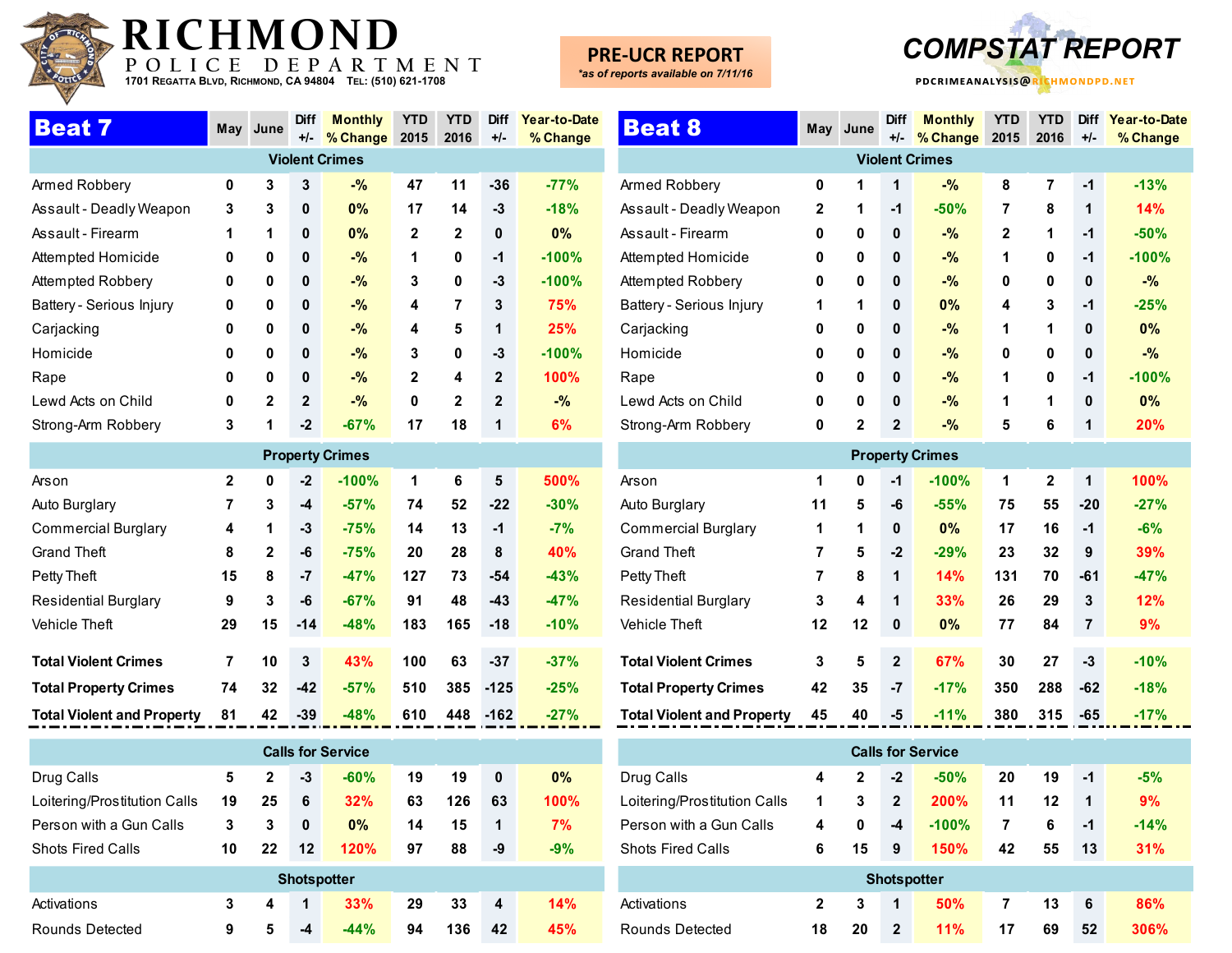# RICHMOND

POLICE DEPARTMENT

1701 Regatta Blvd, Richmond, CA 94804 Tel: (510) 621-1708

**PRE-UCR REPORT**

*as of reports available on 7/11/16*

**COMPSTAT REPORT**

PDCRIMEANALYSIS@RICHMONDPD.NET

## Beat 7

| Beat 7 | May | June | Diff +/- | Monthly % Change | YTD 2015 | YTD 2016 | Diff +/- | Year-to-Date % Change |
|---|---|---|---|---|---|---|---|---|
| **Violent Crimes** | | | | | | | | |
| Armed Robbery | 0 | 3 | 3 | -% | 47 | 11 | -36 | -77% |
| Assault - Deadly Weapon | 3 | 3 | 0 | 0% | 17 | 14 | -3 | -18% |
| Assault - Firearm | 1 | 1 | 0 | 0% | 2 | 2 | 0 | 0% |
| Attempted Homicide | 0 | 0 | 0 | -% | 1 | 0 | -1 | -100% |
| Attempted Robbery | 0 | 0 | 0 | -% | 3 | 0 | -3 | -100% |
| Battery - Serious Injury | 0 | 0 | 0 | -% | 4 | 7 | 3 | 75% |
| Carjacking | 0 | 0 | 0 | -% | 4 | 5 | 1 | 25% |
| Homicide | 0 | 0 | 0 | -% | 3 | 0 | -3 | -100% |
| Rape | 0 | 0 | 0 | -% | 2 | 4 | 2 | 100% |
| Lewd Acts on Child | 0 | 2 | 2 | -% | 0 | 2 | 2 | -% |
| Strong-Arm Robbery | 3 | 1 | -2 | -67% | 17 | 18 | 1 | 6% |
| **Property Crimes** | | | | | | | | |
| Arson | 2 | 0 | -2 | -100% | 1 | 6 | 5 | 500% |
| Auto Burglary | 7 | 3 | -4 | -57% | 74 | 52 | -22 | -30% |
| Commercial Burglary | 4 | 1 | -3 | -75% | 14 | 13 | -1 | -7% |
| Grand Theft | 8 | 2 | -6 | -75% | 20 | 28 | 8 | 40% |
| Petty Theft | 15 | 8 | -7 | -47% | 127 | 73 | -54 | -43% |
| Residential Burglary | 9 | 3 | -6 | -67% | 91 | 48 | -43 | -47% |
| Vehicle Theft | 29 | 15 | -14 | -48% | 183 | 165 | -18 | -10% |
| **Total Violent Crimes** | 7 | 10 | 3 | 43% | 100 | 63 | -37 | -37% |
| **Total Property Crimes** | 74 | 32 | -42 | -57% | 510 | 385 | -125 | -25% |
| **Total Violent and Property** | 81 | 42 | -39 | -48% | 610 | 448 | -162 | -27% |
| **Calls for Service** | | | | | | | | |
| Drug Calls | 5 | 2 | -3 | -60% | 19 | 19 | 0 | 0% |
| Loitering/Prostitution Calls | 19 | 25 | 6 | 32% | 63 | 126 | 63 | 100% |
| Person with a Gun Calls | 3 | 3 | 0 | 0% | 14 | 15 | 1 | 7% |
| Shots Fired Calls | 10 | 22 | 12 | 120% | 97 | 88 | -9 | -9% |
| **Shotspotter** | | | | | | | | |
| Activations | 3 | 4 | 1 | 33% | 29 | 33 | 4 | 14% |
| Rounds Detected | 9 | 5 | -4 | -44% | 94 | 136 | 42 | 45% |

## Beat 8

| Beat 8 | May | June | Diff +/- | Monthly % Change | YTD 2015 | YTD 2016 | Diff +/- | Year-to-Date % Change |
|---|---|---|---|---|---|---|---|---|
| **Violent Crimes** | | | | | | | | |
| Armed Robbery | 0 | 1 | 1 | -% | 8 | 7 | -1 | -13% |
| Assault - Deadly Weapon | 2 | 1 | -1 | -50% | 7 | 8 | 1 | 14% |
| Assault - Firearm | 0 | 0 | 0 | -% | 2 | 1 | -1 | -50% |
| Attempted Homicide | 0 | 0 | 0 | -% | 1 | 0 | -1 | -100% |
| Attempted Robbery | 0 | 0 | 0 | -% | 0 | 0 | 0 | -% |
| Battery - Serious Injury | 1 | 1 | 0 | 0% | 4 | 3 | -1 | -25% |
| Carjacking | 0 | 0 | 0 | -% | 1 | 1 | 0 | 0% |
| Homicide | 0 | 0 | 0 | -% | 0 | 0 | 0 | -% |
| Rape | 0 | 0 | 0 | -% | 1 | 0 | -1 | -100% |
| Lewd Acts on Child | 0 | 0 | 0 | -% | 1 | 1 | 0 | 0% |
| Strong-Arm Robbery | 0 | 2 | 2 | -% | 5 | 6 | 1 | 20% |
| **Property Crimes** | | | | | | | | |
| Arson | 1 | 0 | -1 | -100% | 1 | 2 | 1 | 100% |
| Auto Burglary | 11 | 5 | -6 | -55% | 75 | 55 | -20 | -27% |
| Commercial Burglary | 1 | 1 | 0 | 0% | 17 | 16 | -1 | -6% |
| Grand Theft | 7 | 5 | -2 | -29% | 23 | 32 | 9 | 39% |
| Petty Theft | 7 | 8 | 1 | 14% | 131 | 70 | -61 | -47% |
| Residential Burglary | 3 | 4 | 1 | 33% | 26 | 29 | 3 | 12% |
| Vehicle Theft | 12 | 12 | 0 | 0% | 77 | 84 | 7 | 9% |
| **Total Violent Crimes** | 3 | 5 | 2 | 67% | 30 | 27 | -3 | -10% |
| **Total Property Crimes** | 42 | 35 | -7 | -17% | 350 | 288 | -62 | -18% |
| **Total Violent and Property** | 45 | 40 | -5 | -11% | 380 | 315 | -65 | -17% |
| **Calls for Service** | | | | | | | | |
| Drug Calls | 4 | 2 | -2 | -50% | 20 | 19 | -1 | -5% |
| Loitering/Prostitution Calls | 1 | 3 | 2 | 200% | 11 | 12 | 1 | 9% |
| Person with a Gun Calls | 4 | 0 | -4 | -100% | 7 | 6 | -1 | -14% |
| Shots Fired Calls | 6 | 15 | 9 | 150% | 42 | 55 | 13 | 31% |
| **Shotspotter** | | | | | | | | |
| Activations | 2 | 3 | 1 | 50% | 7 | 13 | 6 | 86% |
| Rounds Detected | 18 | 20 | 2 | 11% | 17 | 69 | 52 | 306% |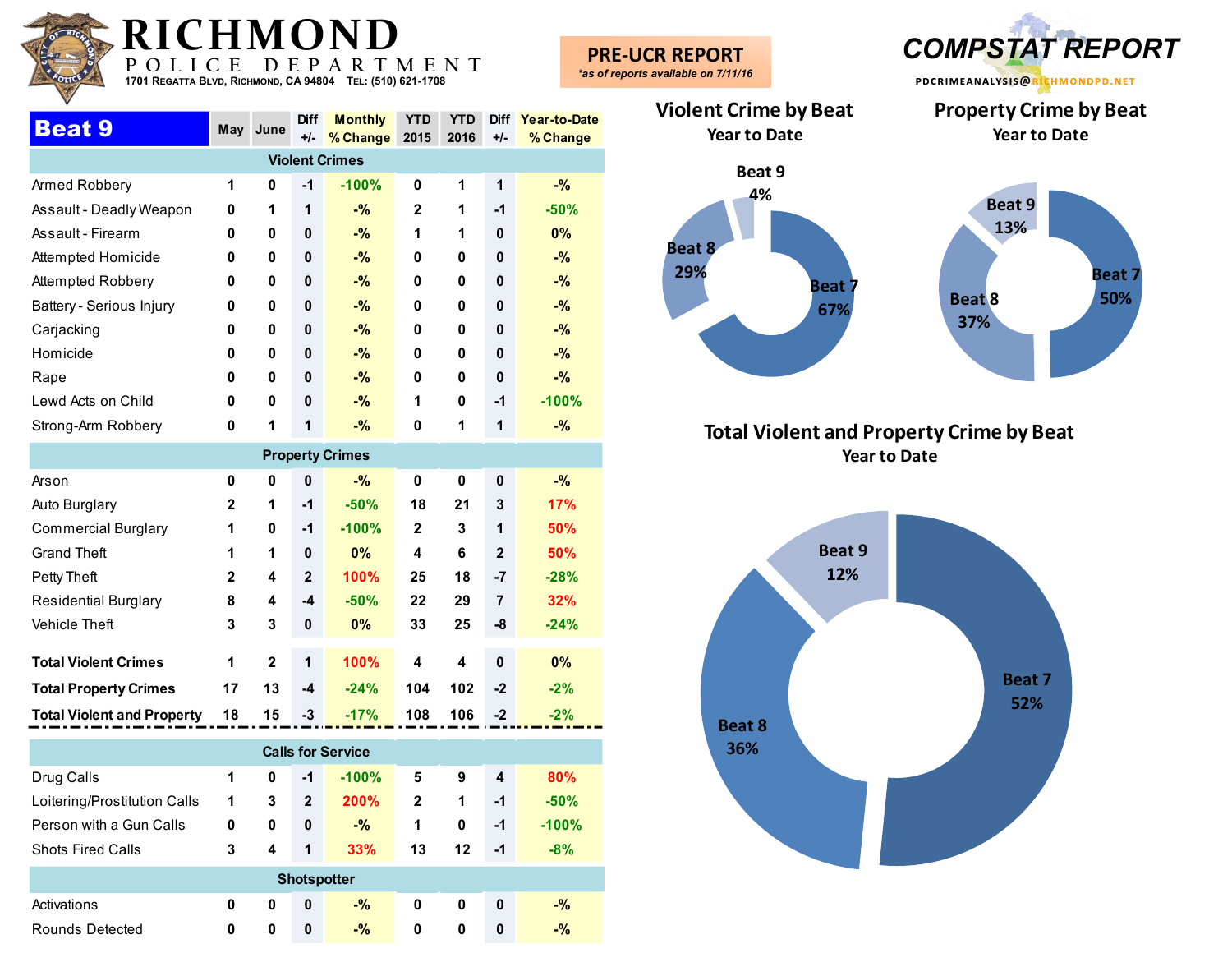# RICHMOND

POLICE DEPARTMENT

1701 Regatta Blvd, Richmond, CA 94804 Tel: (510) 621-1708

**PRE-UCR REPORT**
*as of reports available on 7/11/16*

**COMPSTAT REPORT**

PDCRIMEANALYSIS@RICHMONDPD.NET

| Beat 9 | May | June | Diff +/- | Monthly % Change | YTD 2015 | YTD 2016 | Diff +/- | Year-to-Date % Change |
|---|---|---|---|---|---|---|---|---|
| **Violent Crimes** | | | | | | | | |
| Armed Robbery | 1 | 0 | -1 | -100% | 0 | 1 | 1 | -% |
| Assault - Deadly Weapon | 0 | 1 | 1 | -% | 2 | 1 | -1 | -50% |
| Assault - Firearm | 0 | 0 | 0 | -% | 1 | 1 | 0 | 0% |
| Attempted Homicide | 0 | 0 | 0 | -% | 0 | 0 | 0 | -% |
| Attempted Robbery | 0 | 0 | 0 | -% | 0 | 0 | 0 | -% |
| Battery - Serious Injury | 0 | 0 | 0 | -% | 0 | 0 | 0 | -% |
| Carjacking | 0 | 0 | 0 | -% | 0 | 0 | 0 | -% |
| Homicide | 0 | 0 | 0 | -% | 0 | 0 | 0 | -% |
| Rape | 0 | 0 | 0 | -% | 0 | 0 | 0 | -% |
| Lewd Acts on Child | 0 | 0 | 0 | -% | 1 | 0 | -1 | -100% |
| Strong-Arm Robbery | 0 | 1 | 1 | -% | 0 | 1 | 1 | -% |
| **Property Crimes** | | | | | | | | |
| Arson | 0 | 0 | 0 | -% | 0 | 0 | 0 | -% |
| Auto Burglary | 2 | 1 | -1 | -50% | 18 | 21 | 3 | 17% |
| Commercial Burglary | 1 | 0 | -1 | -100% | 2 | 3 | 1 | 50% |
| Grand Theft | 1 | 1 | 0 | 0% | 4 | 6 | 2 | 50% |
| Petty Theft | 2 | 4 | 2 | 100% | 25 | 18 | -7 | -28% |
| Residential Burglary | 8 | 4 | -4 | -50% | 22 | 29 | 7 | 32% |
| Vehicle Theft | 3 | 3 | 0 | 0% | 33 | 25 | -8 | -24% |
| **Total Violent Crimes** | 1 | 2 | 1 | 100% | 4 | 4 | 0 | 0% |
| **Total Property Crimes** | 17 | 13 | -4 | -24% | 104 | 102 | -2 | -2% |
| **Total Violent and Property** | 18 | 15 | -3 | -17% | 108 | 106 | -2 | -2% |
| **Calls for Service** | | | | | | | | |
| Drug Calls | 1 | 0 | -1 | -100% | 5 | 9 | 4 | 80% |
| Loitering/Prostitution Calls | 1 | 3 | 2 | 200% | 2 | 1 | -1 | -50% |
| Person with a Gun Calls | 0 | 0 | 0 | -% | 1 | 0 | -1 | -100% |
| Shots Fired Calls | 3 | 4 | 1 | 33% | 13 | 12 | -1 | -8% |
| **Shotspotter** | | | | | | | | |
| Activations | 0 | 0 | 0 | -% | 0 | 0 | 0 | -% |
| Rounds Detected | 0 | 0 | 0 | -% | 0 | 0 | 0 | -% |

**Violent Crime by Beat**
Year to Date

Beat 9 4%
Beat 8 29%
Beat 7 67%

**Property Crime by Beat**
Year to Date

Beat 9 13%
Beat 8 37%
Beat 7 50%

**Total Violent and Property Crime by Beat**
Year to Date

Beat 9 12%
Beat 8 36%
Beat 7 52%